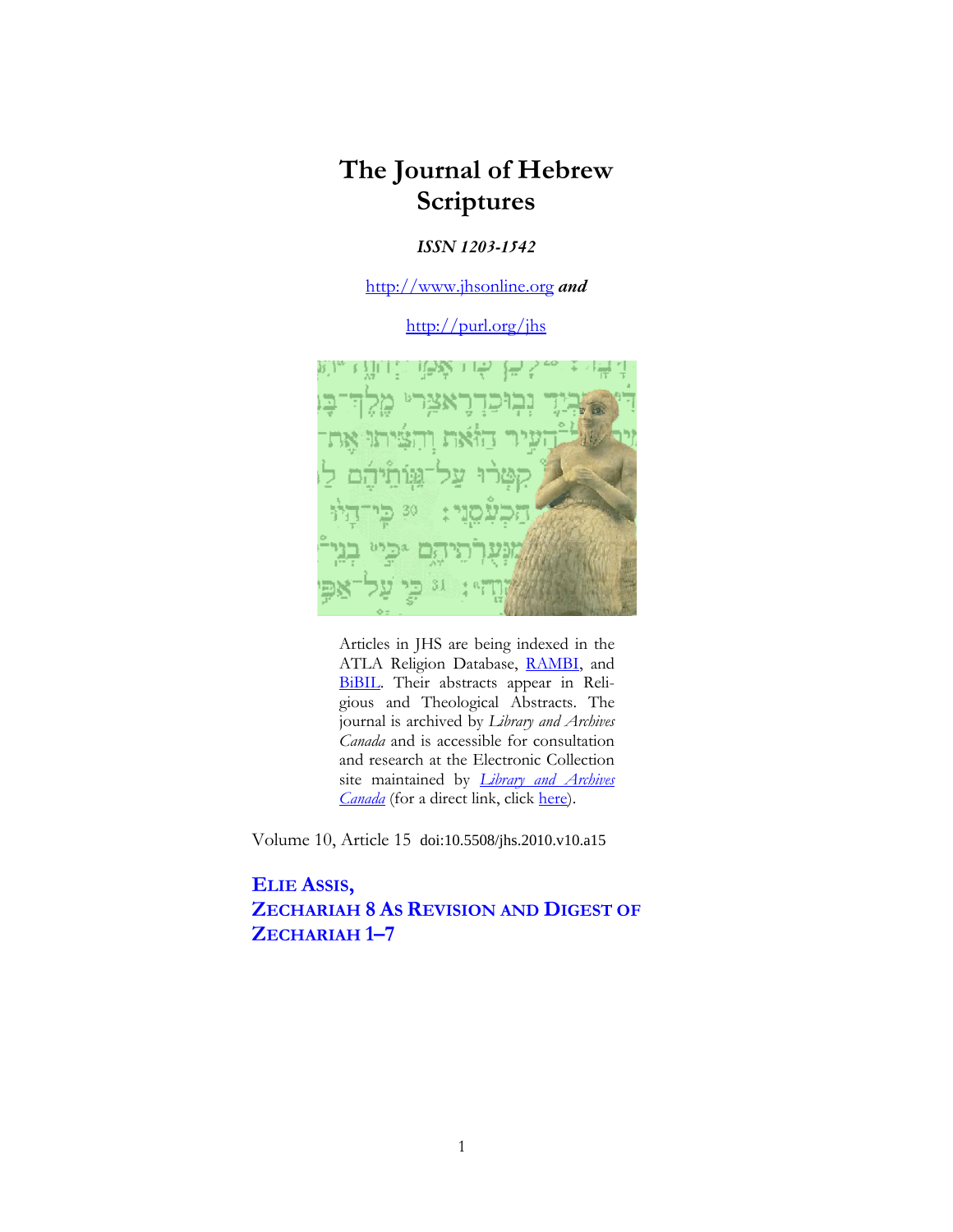# The Journal of Hebrew Scriptures

***ISSN 1203-1542***

http://www.jhsonline.org *and*

http://purl.org/jhs

Articles in JHS are being indexed in the ATLA Religion Database, RAMBI, and BiBIL. Their abstracts appear in Religious and Theological Abstracts. The journal is archived by *Library and Archives Canada* and is accessible for consultation and research at the Electronic Collection site maintained by *Library and Archives Canada* (for a direct link, click here).

Volume 10, Article 15 doi:10.5508/jhs.2010.v10.a15

## ELIE ASSIS, ZECHARIAH 8 AS REVISION AND DIGEST OF ZECHARIAH 1–7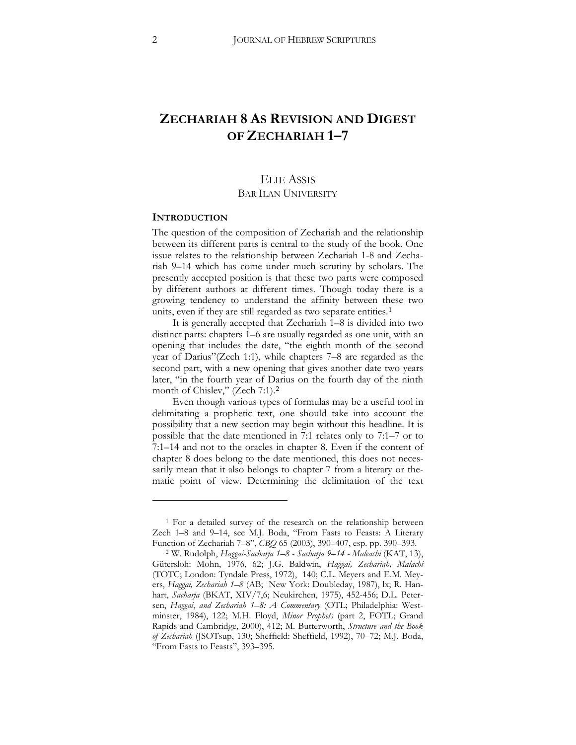# ZECHARIAH 8 AS REVISION AND DIGEST OF ZECHARIAH 1–7

ELIE ASSIS
BAR ILAN UNIVERSITY

## INTRODUCTION

The question of the composition of Zechariah and the relationship between its different parts is central to the study of the book. One issue relates to the relationship between Zechariah 1-8 and Zechariah 9–14 which has come under much scrutiny by scholars. The presently accepted position is that these two parts were composed by different authors at different times. Though today there is a growing tendency to understand the affinity between these two units, even if they are still regarded as two separate entities.[1]

It is generally accepted that Zechariah 1–8 is divided into two distinct parts: chapters 1–6 are usually regarded as one unit, with an opening that includes the date, "the eighth month of the second year of Darius"(Zech 1:1), while chapters 7–8 are regarded as the second part, with a new opening that gives another date two years later, "in the fourth year of Darius on the fourth day of the ninth month of Chislev," (Zech 7:1).[2]

Even though various types of formulas may be a useful tool in delimitating a prophetic text, one should take into account the possibility that a new section may begin without this headline. It is possible that the date mentioned in 7:1 relates only to 7:1–7 or to 7:1–14 and not to the oracles in chapter 8. Even if the content of chapter 8 does belong to the date mentioned, this does not necessarily mean that it also belongs to chapter 7 from a literary or thematic point of view. Determining the delimitation of the text

---

[1] For a detailed survey of the research on the relationship between Zech 1–8 and 9–14, see M.J. Boda, "From Fasts to Feasts: A Literary Function of Zechariah 7–8", *CBQ* 65 (2003), 390–407, esp. pp. 390–393.

[2] W. Rudolph, *Haggai-Sacharja 1–8 - Sacharja 9–14 - Maleachi* (KAT, 13), Gütersloh: Mohn, 1976, 62; J.G. Baldwin, *Haggai, Zechariah, Malachi* (TOTC; London: Tyndale Press, 1972), 140; C.L. Meyers and E.M. Meyers, *Haggai, Zechariah 1–8* (AB; New York: Doubleday, 1987), lx; R. Hanhart, *Sacharja* (BKAT, XIV/7,6; Neukirchen, 1975), 452-456; D.L. Petersen, *Haggai, and Zechariah 1–8: A Commentary* (OTL; Philadelphia: Westminster, 1984), 122; M.H. Floyd, *Minor Prophets* (part 2, FOTL; Grand Rapids and Cambridge, 2000), 412; M. Butterworth, *Structure and the Book of Zechariah* (JSOTsup, 130; Sheffield: Sheffield, 1992), 70–72; M.J. Boda, "From Fasts to Feasts", 393–395.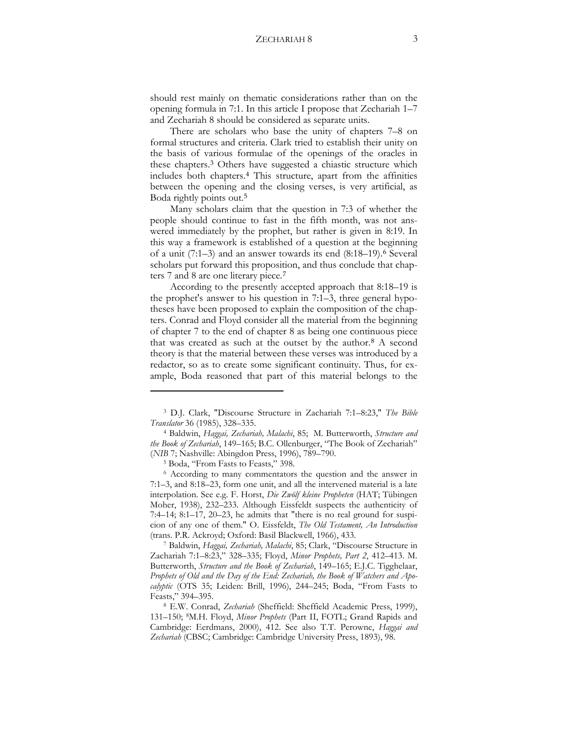should rest mainly on thematic considerations rather than on the opening formula in 7:1. In this article I propose that Zechariah 1–7 and Zechariah 8 should be considered as separate units.

There are scholars who base the unity of chapters 7–8 on formal structures and criteria. Clark tried to establish their unity on the basis of various formulae of the openings of the oracles in these chapters.[3] Others have suggested a chiastic structure which includes both chapters.[4] This structure, apart from the affinities between the opening and the closing verses, is very artificial, as Boda rightly points out.[5]

Many scholars claim that the question in 7:3 of whether the people should continue to fast in the fifth month, was not answered immediately by the prophet, but rather is given in 8:19. In this way a framework is established of a question at the beginning of a unit (7:1–3) and an answer towards its end (8:18–19).[6] Several scholars put forward this proposition, and thus conclude that chapters 7 and 8 are one literary piece.[7]

According to the presently accepted approach that 8:18–19 is the prophet's answer to his question in 7:1–3, three general hypotheses have been proposed to explain the composition of the chapters. Conrad and Floyd consider all the material from the beginning of chapter 7 to the end of chapter 8 as being one continuous piece that was created as such at the outset by the author.[8] A second theory is that the material between these verses was introduced by a redactor, so as to create some significant continuity. Thus, for example, Boda reasoned that part of this material belongs to the

---

[3] D.J. Clark, "Discourse Structure in Zachariah 7:1–8:23," *The Bible Translator* 36 (1985), 328–335.

[4] Baldwin, *Haggai, Zechariah, Malachi*, 85; M. Butterworth, *Structure and the Book of Zechariah*, 149–165; B.C. Ollenburger, "The Book of Zechariah" (*NIB* 7; Nashville: Abingdon Press, 1996), 789–790.

[5] Boda, "From Fasts to Feasts," 398.

[6] According to many commentators the question and the answer in 7:1–3, and 8:18–23, form one unit, and all the intervened material is a late interpolation. See e.g. F. Horst, *Die Zwölf kleine Propheten* (HAT; Tübingen Moher, 1938), 232–233. Although Eissfeldt suspects the authenticity of 7:4–14; 8:1–17, 20–23, he admits that "there is no real ground for suspicion of any one of them." O. Eissfeldt, *The Old Testament, An Introduction* (trans. P.R. Ackroyd; Oxford: Basil Blackwell, 1966), 433.

[7] Baldwin, *Haggai, Zechariah, Malachi*, 85; Clark, "Discourse Structure in Zachariah 7:1–8:23," 328–335; Floyd, *Minor Prophets, Part 2*, 412–413. M. Butterworth, *Structure and the Book of Zechariah*, 149–165; E.J.C. Tigghelaar, *Prophets of Old and the Day of the End: Zechariah, the Book of Watchers and Apocalyptic* (OTS 35; Leiden: Brill, 1996), 244–245; Boda, "From Fasts to Feasts," 394–395.

[8] E.W. Conrad, *Zechariah* (Sheffield: Sheffield Academic Press, 1999), 131–150; [8]M.H. Floyd, *Minor Prophets* (Part II, FOTL; Grand Rapids and Cambridge: Eerdmans, 2000), 412. See also T.T. Perowne, *Haggai and Zechariah* (CBSC; Cambridge: Cambridge University Press, 1893), 98.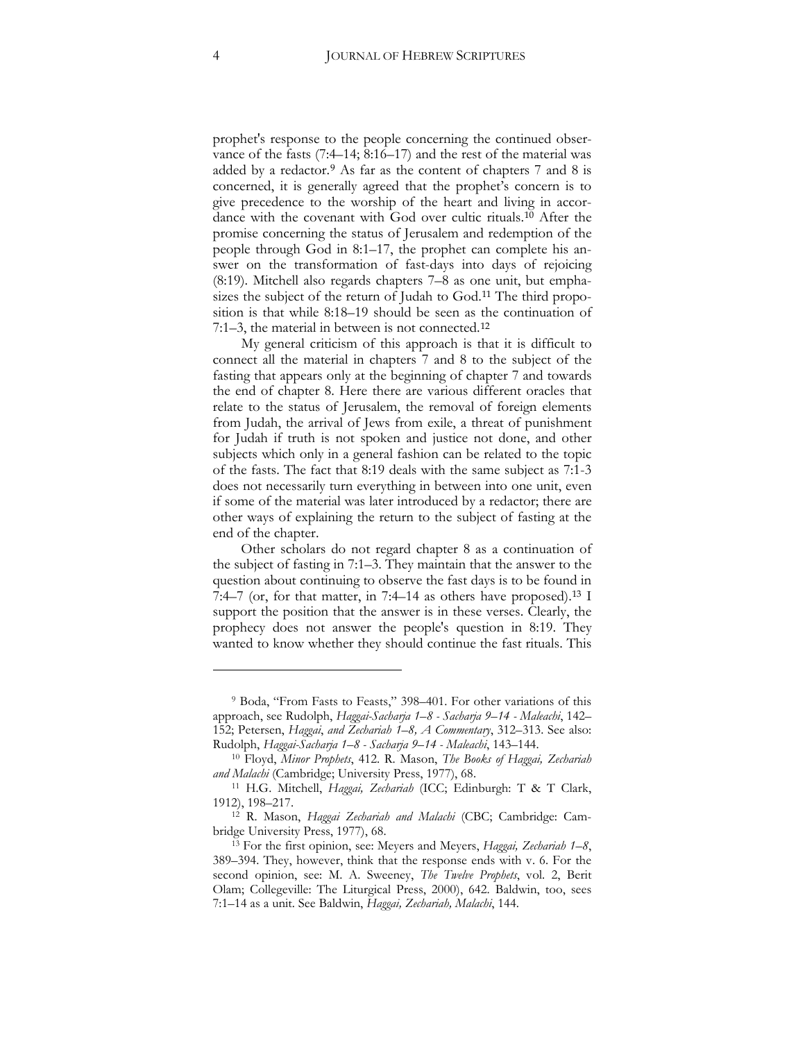prophet's response to the people concerning the continued observance of the fasts (7:4–14; 8:16–17) and the rest of the material was added by a redactor.[9] As far as the content of chapters 7 and 8 is concerned, it is generally agreed that the prophet's concern is to give precedence to the worship of the heart and living in accordance with the covenant with God over cultic rituals.[10] After the promise concerning the status of Jerusalem and redemption of the people through God in 8:1–17, the prophet can complete his answer on the transformation of fast-days into days of rejoicing (8:19). Mitchell also regards chapters 7–8 as one unit, but emphasizes the subject of the return of Judah to God.[11] The third proposition is that while 8:18–19 should be seen as the continuation of 7:1–3, the material in between is not connected.[12]

My general criticism of this approach is that it is difficult to connect all the material in chapters 7 and 8 to the subject of the fasting that appears only at the beginning of chapter 7 and towards the end of chapter 8. Here there are various different oracles that relate to the status of Jerusalem, the removal of foreign elements from Judah, the arrival of Jews from exile, a threat of punishment for Judah if truth is not spoken and justice not done, and other subjects which only in a general fashion can be related to the topic of the fasts. The fact that 8:19 deals with the same subject as 7:1-3 does not necessarily turn everything in between into one unit, even if some of the material was later introduced by a redactor; there are other ways of explaining the return to the subject of fasting at the end of the chapter.

Other scholars do not regard chapter 8 as a continuation of the subject of fasting in 7:1–3. They maintain that the answer to the question about continuing to observe the fast days is to be found in 7:4–7 (or, for that matter, in 7:4–14 as others have proposed).[13] I support the position that the answer is in these verses. Clearly, the prophecy does not answer the people's question in 8:19. They wanted to know whether they should continue the fast rituals. This

---

[9] Boda, "From Fasts to Feasts," 398–401. For other variations of this approach, see Rudolph, *Haggai-Sacharja 1–8 - Sacharja 9–14 - Maleachi*, 142–152; Petersen, *Haggai, and Zechariah 1–8, A Commentary*, 312–313. See also: Rudolph, *Haggai-Sacharja 1–8 - Sacharja 9–14 - Maleachi*, 143–144.

[10] Floyd, *Minor Prophets*, 412. R. Mason, *The Books of Haggai, Zechariah and Malachi* (Cambridge; University Press, 1977), 68.

[11] H.G. Mitchell, *Haggai, Zechariah* (ICC; Edinburgh: T & T Clark, 1912), 198–217.

[12] R. Mason, *Haggai Zechariah and Malachi* (CBC; Cambridge: Cambridge University Press, 1977), 68.

[13] For the first opinion, see: Meyers and Meyers, *Haggai, Zechariah 1–8*, 389–394. They, however, think that the response ends with v. 6. For the second opinion, see: M. A. Sweeney, *The Twelve Prophets*, vol. 2, Berit Olam; Collegeville: The Liturgical Press, 2000), 642. Baldwin, too, sees 7:1–14 as a unit. See Baldwin, *Haggai, Zechariah, Malachi*, 144.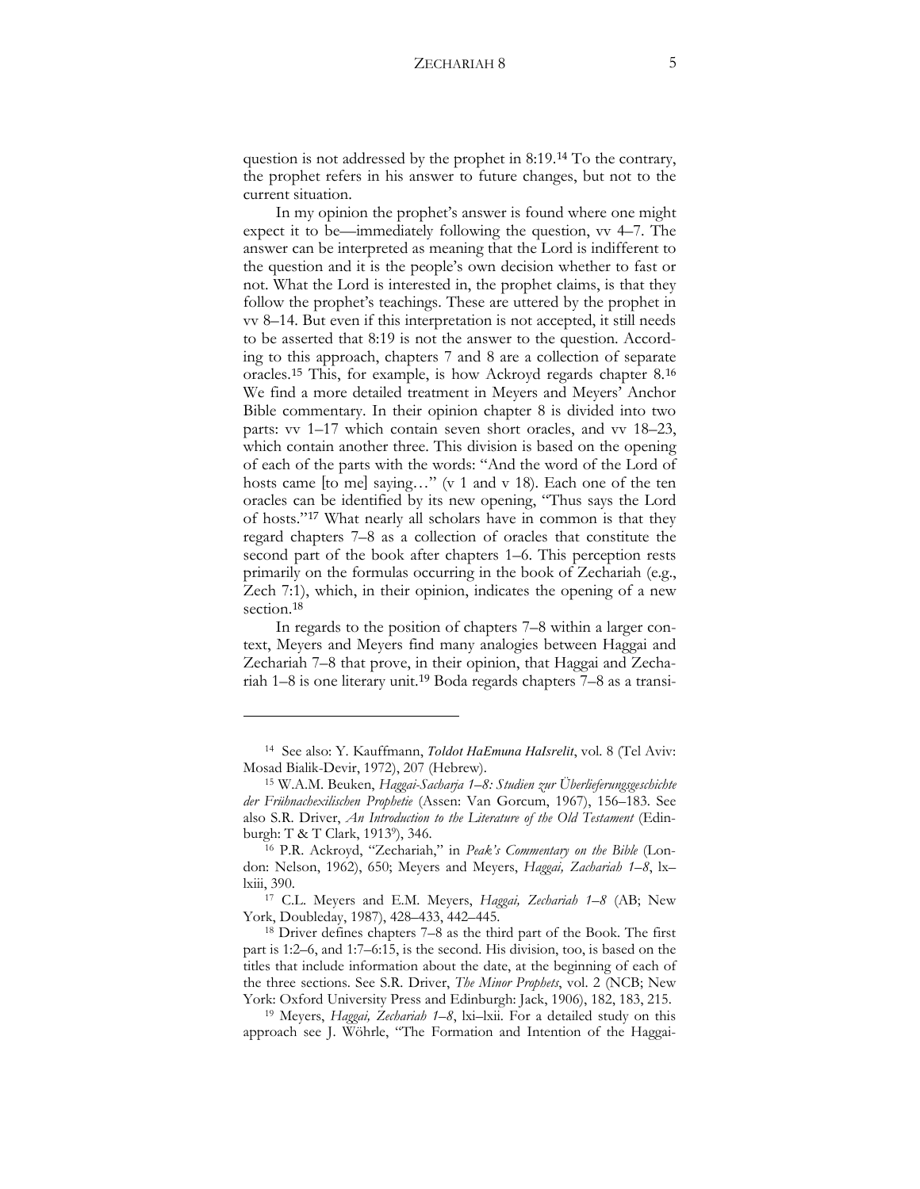question is not addressed by the prophet in 8:19.[14] To the contrary, the prophet refers in his answer to future changes, but not to the current situation.

In my opinion the prophet's answer is found where one might expect it to be—immediately following the question, vv 4–7. The answer can be interpreted as meaning that the Lord is indifferent to the question and it is the people's own decision whether to fast or not. What the Lord is interested in, the prophet claims, is that they follow the prophet's teachings. These are uttered by the prophet in vv 8–14. But even if this interpretation is not accepted, it still needs to be asserted that 8:19 is not the answer to the question. According to this approach, chapters 7 and 8 are a collection of separate oracles.[15] This, for example, is how Ackroyd regards chapter 8.[16] We find a more detailed treatment in Meyers and Meyers' Anchor Bible commentary. In their opinion chapter 8 is divided into two parts: vv 1–17 which contain seven short oracles, and vv 18–23, which contain another three. This division is based on the opening of each of the parts with the words: "And the word of the Lord of hosts came [to me] saying…" (v 1 and v 18). Each one of the ten oracles can be identified by its new opening, "Thus says the Lord of hosts."[17] What nearly all scholars have in common is that they regard chapters 7–8 as a collection of oracles that constitute the second part of the book after chapters 1–6. This perception rests primarily on the formulas occurring in the book of Zechariah (e.g., Zech 7:1), which, in their opinion, indicates the opening of a new section.[18]

In regards to the position of chapters 7–8 within a larger context, Meyers and Meyers find many analogies between Haggai and Zechariah 7–8 that prove, in their opinion, that Haggai and Zechariah 1–8 is one literary unit.[19] Boda regards chapters 7–8 as a transi-

---

[14] See also: Y. Kauffmann, ***Toldot HaEmuna HaIsrelit***, vol. 8 (Tel Aviv: Mosad Bialik-Devir, 1972), 207 (Hebrew).

[15] W.A.M. Beuken, *Haggai-Sacharja 1–8: Studien zur Überlieferungsgeschichte der Frühnachexilischen Prophetie* (Assen: Van Gorcum, 1967), 156–183. See also S.R. Driver, *An Introduction to the Literature of the Old Testament* (Edinburgh: T & T Clark, 1913⁹), 346.

[16] P.R. Ackroyd, "Zechariah," in *Peak's Commentary on the Bible* (London: Nelson, 1962), 650; Meyers and Meyers, *Haggai, Zachariah 1–8*, lx–lxiii, 390.

[17] C.L. Meyers and E.M. Meyers, *Haggai, Zechariah 1–8* (AB; New York, Doubleday, 1987), 428–433, 442–445.

[18] Driver defines chapters 7–8 as the third part of the Book. The first part is 1:2–6, and 1:7–6:15, is the second. His division, too, is based on the titles that include information about the date, at the beginning of each of the three sections. See S.R. Driver, *The Minor Prophets*, vol. 2 (NCB; New York: Oxford University Press and Edinburgh: Jack, 1906), 182, 183, 215.

[19] Meyers, *Haggai, Zechariah 1–8*, lxi–lxii. For a detailed study on this approach see J. Wöhrle, "The Formation and Intention of the Haggai-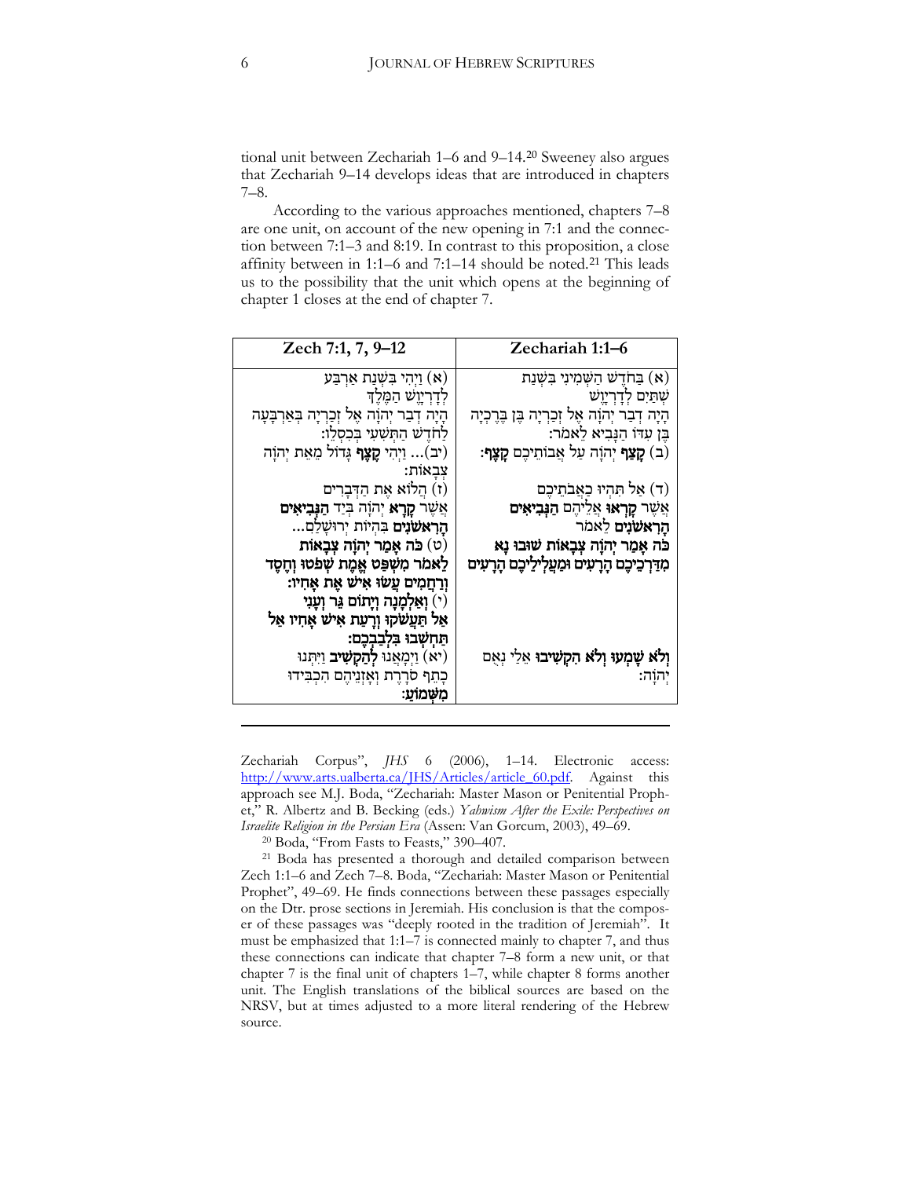tional unit between Zechariah 1–6 and 9–14.[20] Sweeney also argues that Zechariah 9–14 develops ideas that are introduced in chapters 7–8.

According to the various approaches mentioned, chapters 7–8 are one unit, on account of the new opening in 7:1 and the connection between 7:1–3 and 8:19. In contrast to this proposition, a close affinity between in 1:1–6 and 7:1–14 should be noted.[21] This leads us to the possibility that the unit which opens at the beginning of chapter 1 closes at the end of chapter 7.

| Zech 7:1, 7, 9–12 | Zechariah 1:1–6 |
|---|---|
| (א) וַיְהִי בִּשְׁנַת אַרְבַּע לְדָרְיָוֶשׁ הַמֶּלֶךְ הָיָה דְבַר יְהוָה אֶל זְכַרְיָה בְּאַרְבָּעָה לַחֹדֶשׁ הַתְּשִׁעִי בְּכִסְלֵו: (יב)... וַיְהִי **קֶצֶף** גָּדוֹל מֵאֵת יְהוָה צְבָאוֹת: | (א) בַּחֹדֶשׁ הַשְּׁמִינִי בִּשְׁנַת שְׁתַּיִם לְדָרְיָוֶשׁ הָיָה דְבַר יְהוָה אֶל זְכַרְיָה בֶּן בֶּרֶכְיָה בֶּן עִדּוֹ הַנָּבִיא לֵאמֹר: (ב) **קָצַף** יְהוָה עַל אֲבוֹתֵיכֶם **קָצֶף**: |
| (ז) הֲלוֹא אֶת הַדְּבָרִים אֲשֶׁר **קָרָא** יְהוָה בְּיַד **הַנְּבִיאִים הָרִאשֹׁנִים** בִּהְיוֹת יְרוּשָׁלִַם... **(ט) כֹּה אָמַר יְהוָה צְבָאוֹת לֵאמֹר מִשְׁפַּט אֱמֶת שְׁפֹטוּ וְחֶסֶד וְרַחֲמִים עֲשׂוּ אִישׁ אֶת אָחִיו: (י) וְאַלְמָנָה וְיָתוֹם גֵּר וְעָנִי אַל תַּעֲשֹׁקוּ וְרָעַת אִישׁ אָחִיו אַל תַּחְשְׁבוּ בִּלְבַבְכֶם:** | (ד) אַל תִּהְיוּ כַאֲבֹתֵיכֶם אֲשֶׁר **קָרְאוּ** אֲלֵיהֶם **הַנְּבִיאִים הָרִאשֹׁנִים** לֵאמֹר **כֹּה אָמַר יְהוָה צְבָאוֹת שׁוּבוּ נָא מִדַּרְכֵיכֶם הָרָעִים וּמַעַלְלֵיכֶם הָרָעִים** |
| (יא) וַיְמָאֲנוּ **לְהַקְשִׁיב** וַיִּתְּנוּ כָתֵף סֹרָרֶת וְאָזְנֵיהֶם הִכְבִּידוּ **מִשְּׁמוֹעַ**: | **וְלֹא שָׁמְעוּ וְלֹא הִקְשִׁיבוּ** אֵלַי נְאֻם יְהוָה: |

---

Zechariah Corpus", *JHS* 6 (2006), 1–14. Electronic access: http://www.arts.ualberta.ca/JHS/Articles/article_60.pdf. Against this approach see M.J. Boda, "Zechariah: Master Mason or Penitential Prophet," R. Albertz and B. Becking (eds.) *Yahwism After the Exile: Perspectives on Israelite Religion in the Persian Era* (Assen: Van Gorcum, 2003), 49–69.

[20] Boda, "From Fasts to Feasts," 390–407.

[21] Boda has presented a thorough and detailed comparison between Zech 1:1–6 and Zech 7–8. Boda, "Zechariah: Master Mason or Penitential Prophet", 49–69. He finds connections between these passages especially on the Dtr. prose sections in Jeremiah. His conclusion is that the composer of these passages was "deeply rooted in the tradition of Jeremiah". It must be emphasized that 1:1–7 is connected mainly to chapter 7, and thus these connections can indicate that chapter 7–8 form a new unit, or that chapter 7 is the final unit of chapters 1–7, while chapter 8 forms another unit. The English translations of the biblical sources are based on the NRSV, but at times adjusted to a more literal rendering of the Hebrew source.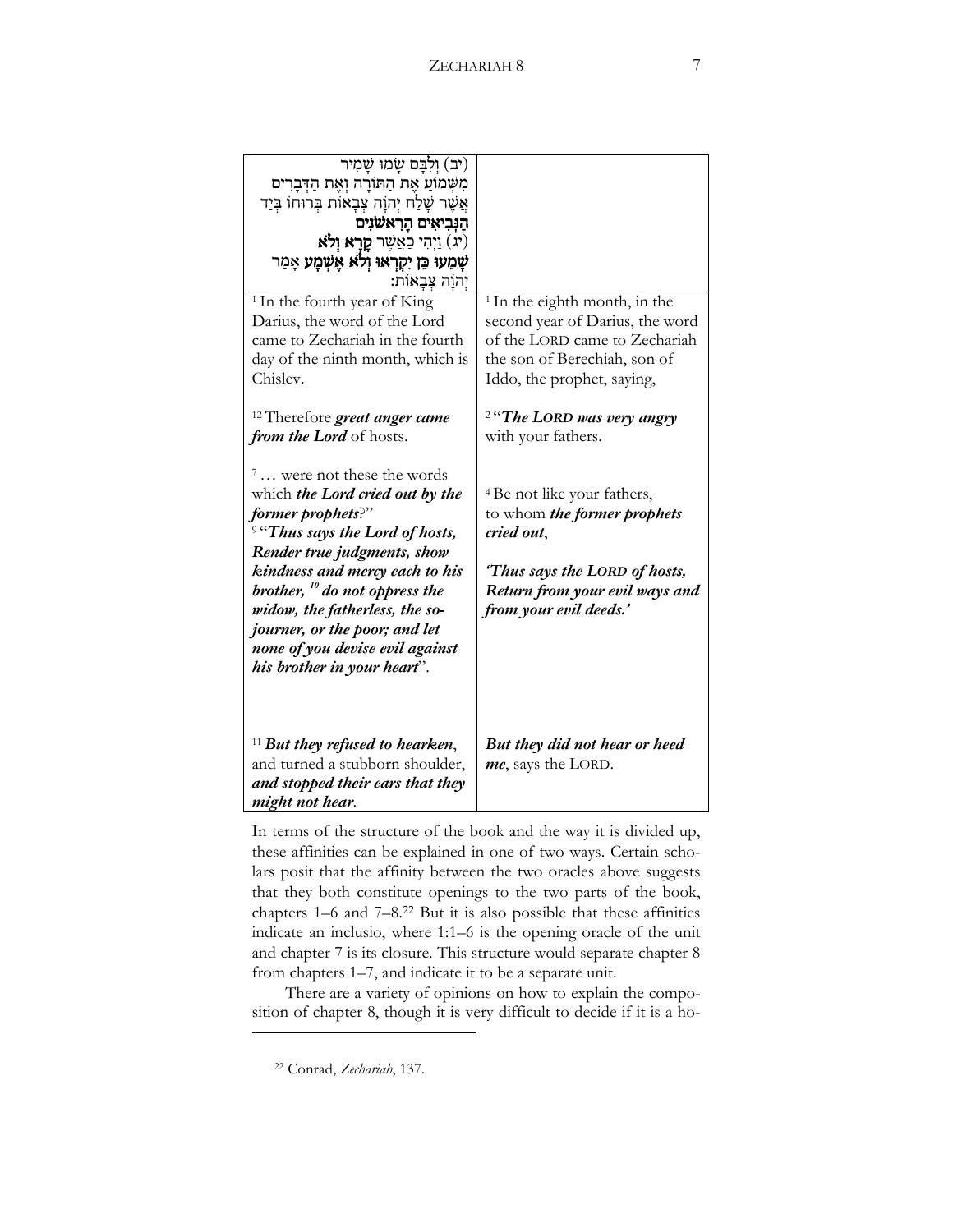| | |
|---|---|
| (יב) וְלִבָּם שָׂמוּ שָׁמִיר מִשְּׁמוֹעַ אֶת הַתּוֹרָה וְאֶת הַדְּבָרִים אֲשֶׁר שָׁלַח יְהוָה צְבָאוֹת בְּרוּחוֹ בְּיַד **הַנְּבִיאִים הָרִאשֹׁנִים** (יג) וַיְהִי כַאֲשֶׁר **קָרָא וְלֹא שָׁמֵעוּ כֵּן יִקְרְאוּ וְלֹא אֶשְׁמָע** אָמַר יְהוָה צְבָאוֹת: | |
| [1] In the fourth year of King Darius, the word of the Lord came to Zechariah in the fourth day of the ninth month, which is Chislev. | [1] In the eighth month, in the second year of Darius, the word of the LORD came to Zechariah the son of Berechiah, son of Iddo, the prophet, saying, |
| [12] Therefore ***great anger came from the Lord*** of hosts. | [2] "***The LORD was very angry*** with your fathers. |
| [7] … were not these the words which ***the Lord cried out by the former prophets***?" [9] "***Thus says the Lord of hosts, Render true judgments, show kindness and mercy each to his brother,*** [10] ***do not oppress the widow, the fatherless, the sojourner, or the poor; and let none of you devise evil against his brother in your heart***". | [4] Be not like your fathers, to whom ***the former prophets cried out***, ***'Thus says the LORD of hosts, Return from your evil ways and from your evil deeds.'*** |
| [11] ***But they refused to hearken***, and turned a stubborn shoulder, ***and stopped their ears that they might not hear***. | ***But they did not hear or heed me***, says the LORD. |

In terms of the structure of the book and the way it is divided up, these affinities can be explained in one of two ways. Certain scholars posit that the affinity between the two oracles above suggests that they both constitute openings to the two parts of the book, chapters 1–6 and 7–8.[22] But it is also possible that these affinities indicate an inclusio, where 1:1–6 is the opening oracle of the unit and chapter 7 is its closure. This structure would separate chapter 8 from chapters 1–7, and indicate it to be a separate unit.

There are a variety of opinions on how to explain the composition of chapter 8, though it is very difficult to decide if it is a ho-

[22] Conrad, *Zechariah*, 137.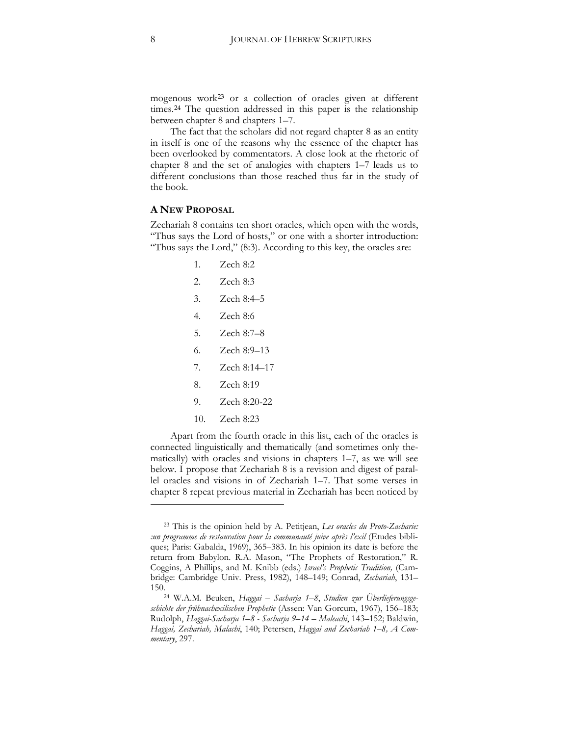mogenous work[23] or a collection of oracles given at different times.[24] The question addressed in this paper is the relationship between chapter 8 and chapters 1–7.

The fact that the scholars did not regard chapter 8 as an entity in itself is one of the reasons why the essence of the chapter has been overlooked by commentators. A close look at the rhetoric of chapter 8 and the set of analogies with chapters 1–7 leads us to different conclusions than those reached thus far in the study of the book.

## A New Proposal

Zechariah 8 contains ten short oracles, which open with the words, "Thus says the Lord of hosts," or one with a shorter introduction: "Thus says the Lord," (8:3). According to this key, the oracles are:

1. Zech 8:2
2. Zech 8:3
3. Zech 8:4–5
4. Zech 8:6
5. Zech 8:7–8
6. Zech 8:9–13
7. Zech 8:14–17
8. Zech 8:19
9. Zech 8:20-22
10. Zech 8:23

Apart from the fourth oracle in this list, each of the oracles is connected linguistically and thematically (and sometimes only thematically) with oracles and visions in chapters 1–7, as we will see below. I propose that Zechariah 8 is a revision and digest of parallel oracles and visions in of Zechariah 1–7. That some verses in chapter 8 repeat previous material in Zechariah has been noticed by

---

[23] This is the opinion held by A. Petitjean, *Les oracles du Proto-Zacharie: :un programme de restauration pour la communauté juive après l'exil* (Etudes bibliques; Paris: Gabalda, 1969), 365–383. In his opinion its date is before the return from Babylon. R.A. Mason, "The Prophets of Restoration," R. Coggins, A Phillips, and M. Knibb (eds.) *Israel's Prophetic Tradition,* (Cambridge: Cambridge Univ. Press, 1982), 148–149; Conrad, *Zechariah*, 131–150.

[24] W.A.M. Beuken, *Haggai – Sacharja 1–8*, *Studien zur Überlieferungsgeschichte der frühnachexilischen Prophetie* (Assen: Van Gorcum, 1967), 156–183; Rudolph, *Haggai-Sacharja 1–8 - Sacharja 9–14 – Maleachi*, 143–152; Baldwin, *Haggai, Zechariah, Malachi*, 140; Petersen, *Haggai and Zechariah 1–8, A Commentary*, 297.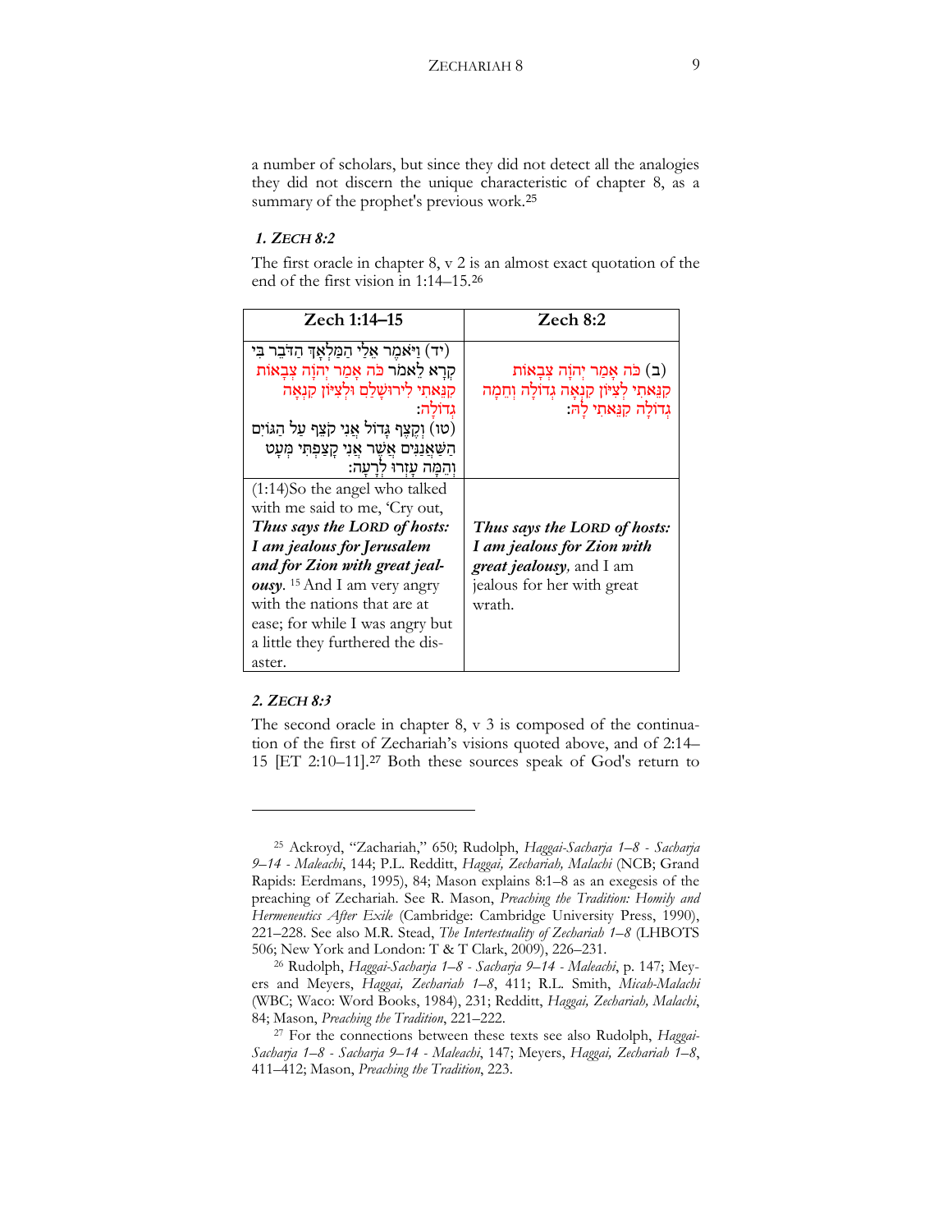a number of scholars, but since they did not detect all the analogies they did not discern the unique characteristic of chapter 8, as a summary of the prophet's previous work.[25]

### *1. ZECH 8:2*

The first oracle in chapter 8, v 2 is an almost exact quotation of the end of the first vision in 1:14–15.[26]

| Zech 1:14–15 | Zech 8:2 |
|---|---|
| (יד) וַיֹּאמֶר אֵלַי הַמַּלְאָךְ הַדֹּבֵר בִּי קְרָא לֵאמֹר כֹּה אָמַר יְהוָה צְבָאוֹת קִנֵּאתִי לִירוּשָׁלִַם וּלְצִיּוֹן קִנְאָה גְדוֹלָה: (טו) וְקֶצֶף גָּדוֹל אֲנִי קֹצֵף עַל הַגּוֹיִם הַשַּׁאֲנַנִּים אֲשֶׁר אֲנִי קָצַפְתִּי מְּעָט וְהֵמָּה עָזְרוּ לְרָעָה: | (ב) כֹּה אָמַר יְהוָה צְבָאוֹת קִנֵּאתִי לְצִיּוֹן קִנְאָה גְדוֹלָה וְחֵמָה גְדוֹלָה קִנֵּאתִי לָהּ: |
| (1:14)So the angel who talked with me said to me, 'Cry out, ***Thus says the LORD of hosts: I am jealous for Jerusalem and for Zion with great jealousy***. [15] And I am very angry with the nations that are at ease; for while I was angry but a little they furthered the disaster. | ***Thus says the LORD of hosts: I am jealous for Zion with great jealousy***, and I am jealous for her with great wrath. |

### *2. ZECH 8:3*

The second oracle in chapter 8, v 3 is composed of the continuation of the first of Zechariah's visions quoted above, and of 2:14–15 [ET 2:10–11].[27] Both these sources speak of God's return to

---

[25] Ackroyd, "Zachariah," 650; Rudolph, *Haggai-Sacharja 1–8 - Sacharja 9–14 - Maleachi*, 144; P.L. Redditt, *Haggai, Zechariah, Malachi* (NCB; Grand Rapids: Eerdmans, 1995), 84; Mason explains 8:1–8 as an exegesis of the preaching of Zechariah. See R. Mason, *Preaching the Tradition: Homily and Hermeneutics After Exile* (Cambridge: Cambridge University Press, 1990), 221–228. See also M.R. Stead, *The Intertextuality of Zechariah 1–8* (LHBOTS 506; New York and London: T & T Clark, 2009), 226–231.

[26] Rudolph, *Haggai-Sacharja 1–8 - Sacharja 9–14 - Maleachi*, p. 147; Meyers and Meyers, *Haggai, Zechariah 1–8*, 411; R.L. Smith, *Micah-Malachi* (WBC; Waco: Word Books, 1984), 231; Redditt, *Haggai, Zechariah, Malachi*, 84; Mason, *Preaching the Tradition*, 221–222.

[27] For the connections between these texts see also Rudolph, *Haggai-Sacharja 1–8 - Sacharja 9–14 - Maleachi*, 147; Meyers, *Haggai, Zechariah 1–8*, 411–412; Mason, *Preaching the Tradition*, 223.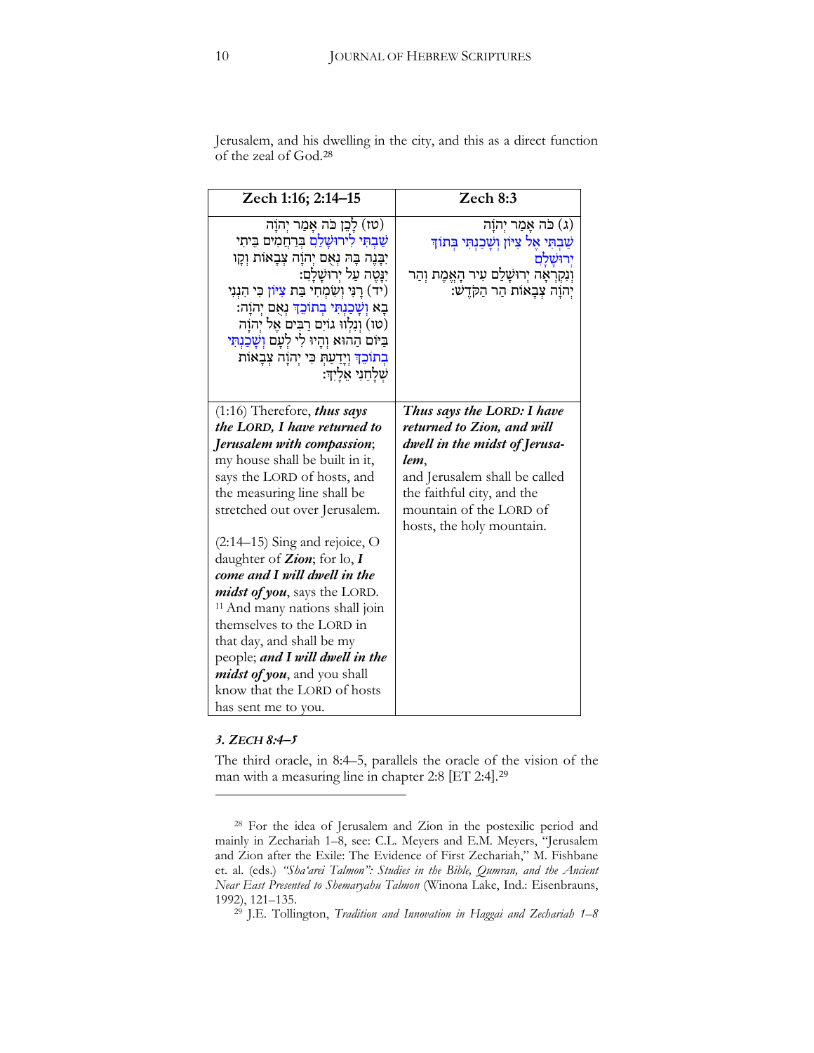Jerusalem, and his dwelling in the city, and this as a direct function of the zeal of God.[28]

| Zech 1:16; 2:14–15 | Zech 8:3 |
|---|---|
| (טז) לָכֵן כֹּה אָמַר יְהוָה שַׁבְתִּי לִירוּשָׁלִַם בְּרַחֲמִים בֵּיתִי יִבָּנֶה בָּהּ נְאֻם יְהוָה צְבָאוֹת וְקָו יִנָּטֶה עַל יְרוּשָׁלִָם: (יד) רָנִּי וְשִׂמְחִי בַּת צִיּוֹן כִּי הִנְנִי בָא וְשָׁכַנְתִּי בְתוֹכֵךְ נְאֻם יְהוָה: (טו) וְנִלְווּ גוֹיִם רַבִּים אֶל יְהוָה בַּיּוֹם הַהוּא וְהָיוּ לִי לְעָם וְשָׁכַנְתִּי בְתוֹכֵךְ וְיָדַעַתְּ כִּי יְהוָה צְבָאוֹת שְׁלָחַנִי אֵלָיִךְ: | (ג) כֹּה אָמַר יְהוָה שַׁבְתִּי אֶל צִיּוֹן וְשָׁכַנְתִּי בְּתוֹךְ יְרוּשָׁלִָם וְנִקְרְאָה יְרוּשָׁלִַם עִיר הָאֱמֶת וְהַר יְהוָה צְבָאוֹת הַר הַקֹּדֶשׁ: |
| (1:16) Therefore, ***thus says the LORD, I have returned to Jerusalem with compassion***; my house shall be built in it, says the LORD of hosts, and the measuring line shall be stretched out over Jerusalem.<br><br>(2:14–15) Sing and rejoice, O daughter of ***Zion***; for lo, ***I come and I will dwell in the midst of you***, says the LORD. [11] And many nations shall join themselves to the LORD in that day, and shall be my people; ***and I will dwell in the midst of you***, and you shall know that the LORD of hosts has sent me to you. | ***Thus says the LORD: I have returned to Zion, and will dwell in the midst of Jerusalem***, and Jerusalem shall be called the faithful city, and the mountain of the LORD of hosts, the holy mountain. |

### *3. ZECH 8:4–5*

The third oracle, in 8:4–5, parallels the oracle of the vision of the man with a measuring line in chapter 2:8 [ET 2:4].[29]

---

[28] For the idea of Jerusalem and Zion in the postexilic period and mainly in Zechariah 1–8, see: C.L. Meyers and E.M. Meyers, "Jerusalem and Zion after the Exile: The Evidence of First Zechariah," M. Fishbane et. al. (eds.) *"Sha'arei Talmon": Studies in the Bible, Qumran, and the Ancient Near East Presented to Shemaryahu Talmon* (Winona Lake, Ind.: Eisenbrauns, 1992), 121–135.

[29] J.E. Tollington, *Tradition and Innovation in Haggai and Zechariah 1–8*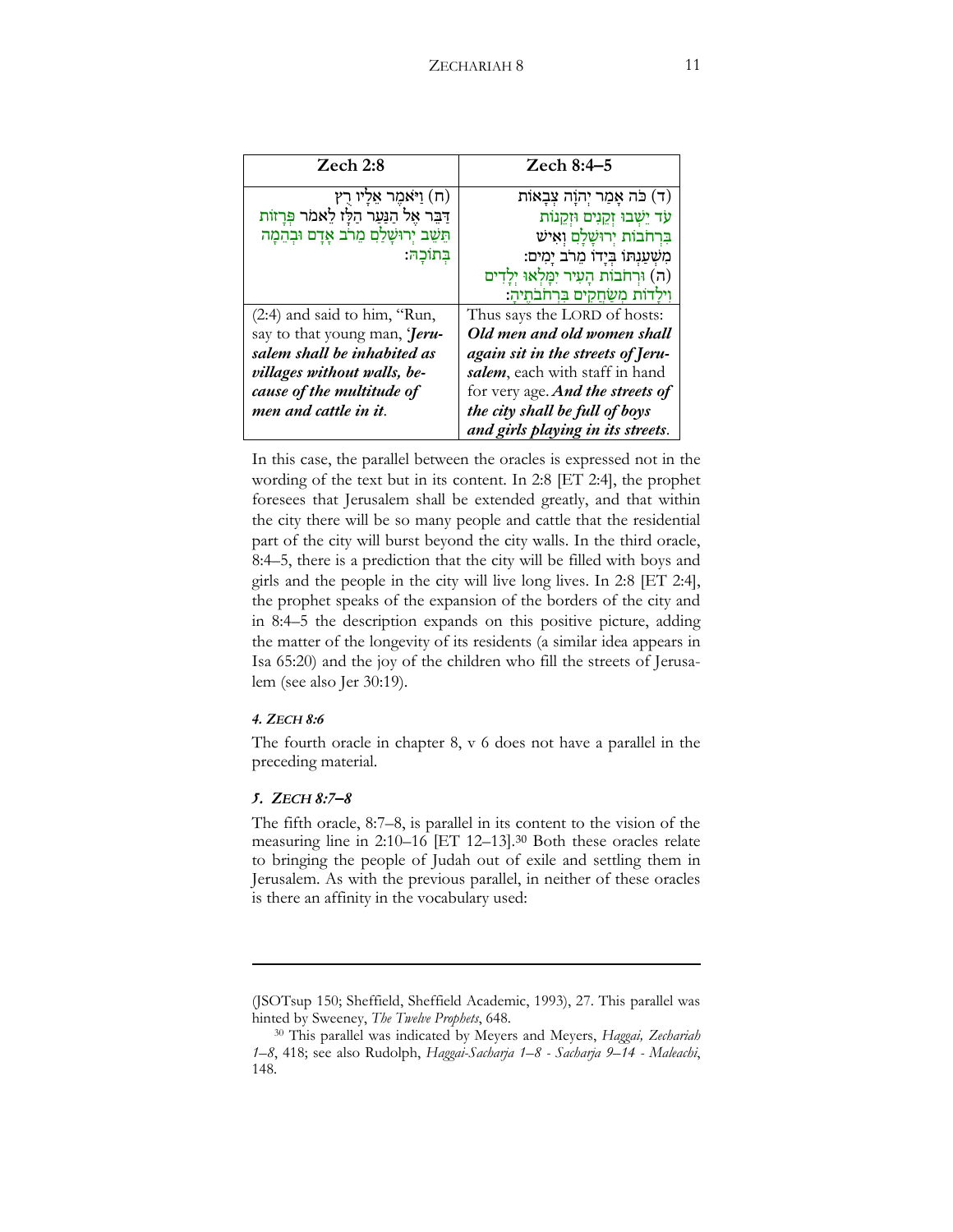| Zech 2:8 | Zech 8:4–5 |
|---|---|
| (ח) וַיֹּאמֶר אֵלָיו רֻץ דַּבֵּר אֶל הַנַּעַר הַלָּז לֵאמֹר פְּרָזוֹת תֵּשֵׁב יְרוּשָׁלַ͏ִם מֵרֹב אָדָם וּבְהֵמָה בְּתוֹכָהּ: | (ד) כֹּה אָמַר יְהוָה צְבָאוֹת עֹד יֵשְׁבוּ זְקֵנִים וּזְקֵנוֹת בִּרְחֹבוֹת יְרוּשָׁלָ͏ִם וְאִישׁ מִשְׁעַנְתּוֹ בְּיָדוֹ מֵרֹב יָמִים: (ה) וּרְחֹבוֹת הָעִיר יִמָּלְאוּ יְלָדִים וִילָדוֹת מְשַׂחֲקִים בִּרְחֹבֹתֶיהָ: |
| (2:4) and said to him, "Run, say to that young man, '*Jerusalem shall be inhabited as villages without walls, because of the multitude of men and cattle in it*. | Thus says the LORD of hosts: ***Old men and old women shall again sit in the streets of Jerusalem***, each with staff in hand for very age. ***And the streets of the city shall be full of boys and girls playing in its streets***. |

In this case, the parallel between the oracles is expressed not in the wording of the text but in its content. In 2:8 [ET 2:4], the prophet foresees that Jerusalem shall be extended greatly, and that within the city there will be so many people and cattle that the residential part of the city will burst beyond the city walls. In the third oracle, 8:4–5, there is a prediction that the city will be filled with boys and girls and the people in the city will live long lives. In 2:8 [ET 2:4], the prophet speaks of the expansion of the borders of the city and in 8:4–5 the description expands on this positive picture, adding the matter of the longevity of its residents (a similar idea appears in Isa 65:20) and the joy of the children who fill the streets of Jerusalem (see also Jer 30:19).

#### *4. ZECH 8:6*

The fourth oracle in chapter 8, v 6 does not have a parallel in the preceding material.

#### *5. ZECH 8:7–8*

The fifth oracle, 8:7–8, is parallel in its content to the vision of the measuring line in 2:10–16 [ET 12–13].[30] Both these oracles relate to bringing the people of Judah out of exile and settling them in Jerusalem. As with the previous parallel, in neither of these oracles is there an affinity in the vocabulary used:

---

(JSOTsup 150; Sheffield, Sheffield Academic, 1993), 27. This parallel was hinted by Sweeney, *The Twelve Prophets*, 648.

[30] This parallel was indicated by Meyers and Meyers, *Haggai, Zechariah 1–8*, 418; see also Rudolph, *Haggai-Sacharja 1–8 - Sacharja 9–14 - Maleachi*, 148.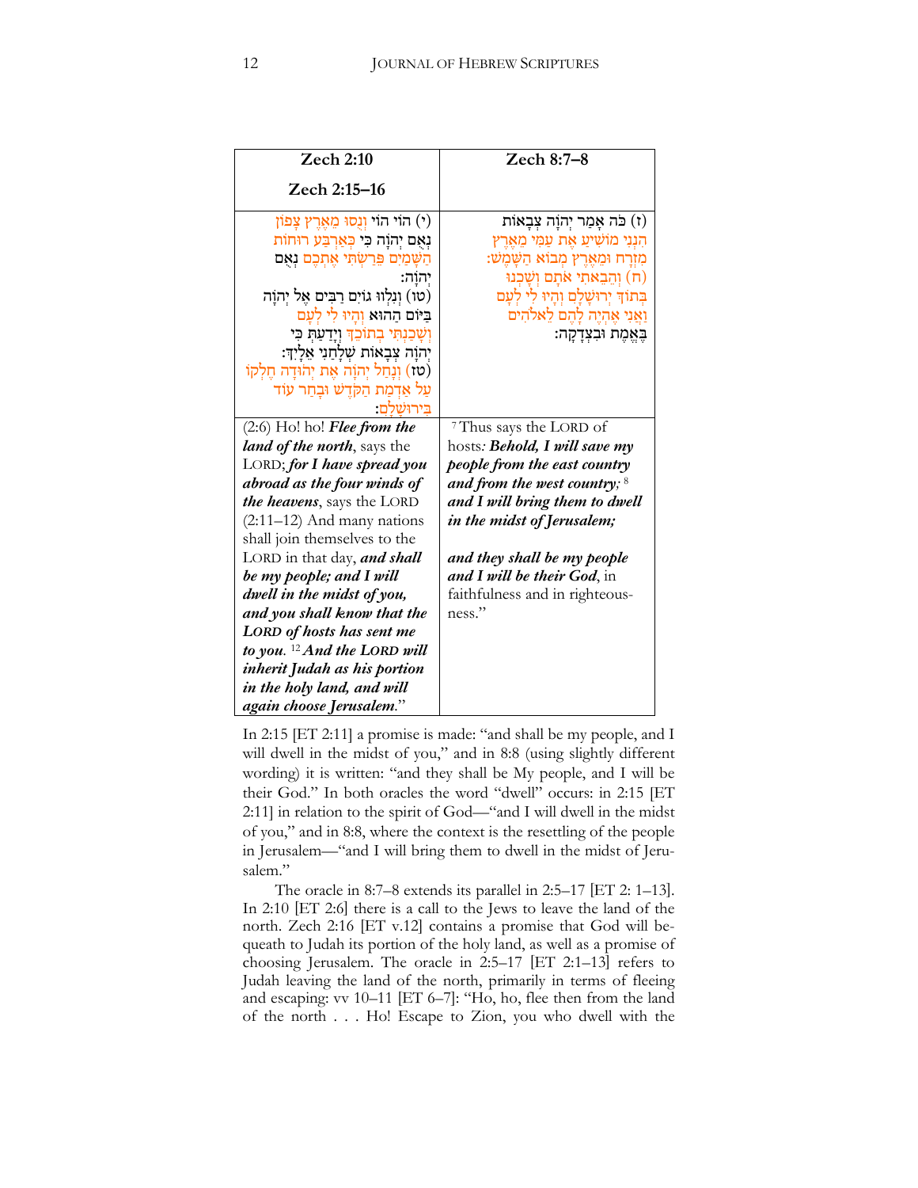| Zech 2:10<br><br>Zech 2:15–16 | Zech 8:7–8 |
|---|---|
| (י) הוֹי הוֹי וְנֻסוּ מֵאֶרֶץ צָפוֹן נְאֻם יְהוָה כִּי כְּאַרְבַּע רוּחוֹת הַשָּׁמַיִם פֵּרַשְׂתִּי אֶתְכֶם נְאֻם יְהוָה:<br>(טו) וְנִלְווּ גוֹיִם רַבִּים אֶל יְהוָה בַּיּוֹם הַהוּא וְהָיוּ לִי לְעָם וְשָׁכַנְתִּי בְתוֹכֵךְ וְיָדַעַתְּ כִּי יְהוָה צְבָאוֹת שְׁלָחַנִי אֵלָיִךְ:<br>(טז) וְנָחַל יְהוָה אֶת יְהוּדָה חֶלְקוֹ עַל אַדְמַת הַקֹּדֶשׁ וּבָחַר עוֹד בִּירוּשָׁלִָם: | (ז) כֹּה אָמַר יְהוָה צְבָאוֹת הִנְנִי מוֹשִׁיעַ אֶת עַמִּי מֵאֶרֶץ מִזְרָח וּמֵאֶרֶץ מְבוֹא הַשָּׁמֶשׁ:<br>(ח) וְהֵבֵאתִי אֹתָם וְשָׁכְנוּ בְּתוֹךְ יְרוּשָׁלִָם וְהָיוּ לִי לְעָם וַאֲנִי אֶהְיֶה לָהֶם לֵאלֹהִים בֶּאֱמֶת וּבִצְדָקָה: |
| (2:6) Ho! ho! ***Flee from the land of the north***, says the LORD; ***for I have spread you abroad as the four winds of the heavens***, says the LORD<br>(2:11–12) And many nations shall join themselves to the LORD in that day, ***and shall be my people; and I will dwell in the midst of you, and you shall know that the LORD of hosts has sent me to you.*** [12] ***And the LORD will inherit Judah as his portion in the holy land, and will again choose Jerusalem.***" | [7] Thus says the LORD of hosts*:* ***Behold, I will save my people from the east country and from the west country;*** [8] ***and I will bring them to dwell in the midst of Jerusalem;***<br><br>***and they shall be my people and I will be their God***, in faithfulness and in righteousness." |

In 2:15 [ET 2:11] a promise is made: "and shall be my people, and I will dwell in the midst of you," and in 8:8 (using slightly different wording) it is written: "and they shall be My people, and I will be their God." In both oracles the word "dwell" occurs: in 2:15 [ET 2:11] in relation to the spirit of God—"and I will dwell in the midst of you," and in 8:8, where the context is the resettling of the people in Jerusalem—"and I will bring them to dwell in the midst of Jerusalem."

The oracle in 8:7–8 extends its parallel in 2:5–17 [ET 2: 1–13]. In 2:10 [ET 2:6] there is a call to the Jews to leave the land of the north. Zech 2:16 [ET v.12] contains a promise that God will bequeath to Judah its portion of the holy land, as well as a promise of choosing Jerusalem. The oracle in 2:5–17 [ET 2:1–13] refers to Judah leaving the land of the north, primarily in terms of fleeing and escaping: vv 10–11 [ET 6–7]: "Ho, ho, flee then from the land of the north . . . Ho! Escape to Zion, you who dwell with the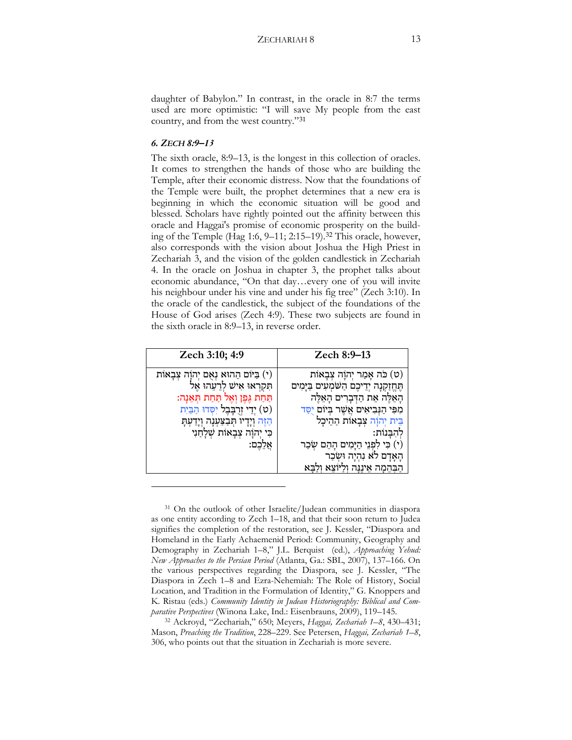daughter of Babylon." In contrast, in the oracle in 8:7 the terms used are more optimistic: "I will save My people from the east country, and from the west country."[31]

### *6. Zech 8:9–13*

The sixth oracle, 8:9–13, is the longest in this collection of oracles. It comes to strengthen the hands of those who are building the Temple, after their economic distress. Now that the foundations of the Temple were built, the prophet determines that a new era is beginning in which the economic situation will be good and blessed. Scholars have rightly pointed out the affinity between this oracle and Haggai's promise of economic prosperity on the building of the Temple (Hag 1:6, 9–11; 2:15–19).[32] This oracle, however, also corresponds with the vision about Joshua the High Priest in Zechariah 3, and the vision of the golden candlestick in Zechariah 4. In the oracle on Joshua in chapter 3, the prophet talks about economic abundance, "On that day…every one of you will invite his neighbour under his vine and under his fig tree" (Zech 3:10). In the oracle of the candlestick, the subject of the foundations of the House of God arises (Zech 4:9). These two subjects are found in the sixth oracle in 8:9–13, in reverse order.

| Zech 3:10; 4:9 | Zech 8:9–13 |
|---|---|
| (י) בַּיּוֹם הַהוּא נְאֻם יְהוָה צְבָאוֹת תִּקְרְאוּ אִישׁ לְרֵעֵהוּ אֶל תַּחַת גֶּפֶן וְאֶל תַּחַת תְּאֵנָה: (ט) יְדֵי זְרֻבָּבֶל יִסְּדוּ הַבַּיִת הַזֶּה וְיָדָיו תְּבַצַּעְנָה וְיָדַעְתָּ כִּי יְהוָה צְבָאוֹת שְׁלָחַנִי אֲלֵיכֶם: | (ט) כֹּה אָמַר יְהוָה צְבָאוֹת תֶּחֱזַקְנָה יְדֵיכֶם הַשֹּׁמְעִים בַּיָּמִים הָאֵלֶּה אֵת הַדְּבָרִים הָאֵלֶּה מִפִּי הַנְּבִיאִים אֲשֶׁר בְּיוֹם יֻסַּד בֵּית יְהוָה צְבָאוֹת הַהֵיכָל לְהִבָּנוֹת: (י) כִּי לִפְנֵי הַיָּמִים הָהֵם שְׂכַר הָאָדָם לֹא נִהְיָה וּשְׂכַר הַבְּהֵמָה אֵינֶנָּה וְלַיּוֹצֵא וְלַבָּא |

[31] On the outlook of other Israelite/Judean communities in diaspora as one entity according to Zech 1–18, and that their soon return to Judea signifies the completion of the restoration, see J. Kessler, "Diaspora and Homeland in the Early Achaemenid Period: Community, Geography and Demography in Zechariah 1–8," J.L. Berquist (ed.), *Approaching Yehud: New Approaches to the Persian Period* (Atlanta, Ga.: SBL, 2007), 137–166. On the various perspectives regarding the Diaspora, see J. Kessler, "The Diaspora in Zech 1–8 and Ezra-Nehemiah: The Role of History, Social Location, and Tradition in the Formulation of Identity," G. Knoppers and K. Ristau (eds.) *Community Identity in Judean Historiography: Biblical and Comparative Perspectives* (Winona Lake, Ind.: Eisenbrauns, 2009), 119–145.

[32] Ackroyd, "Zechariah," 650; Meyers, *Haggai, Zechariah 1–8*, 430–431; Mason, *Preaching the Tradition*, 228–229. See Petersen, *Haggai, Zechariah 1–8*, 306, who points out that the situation in Zechariah is more severe.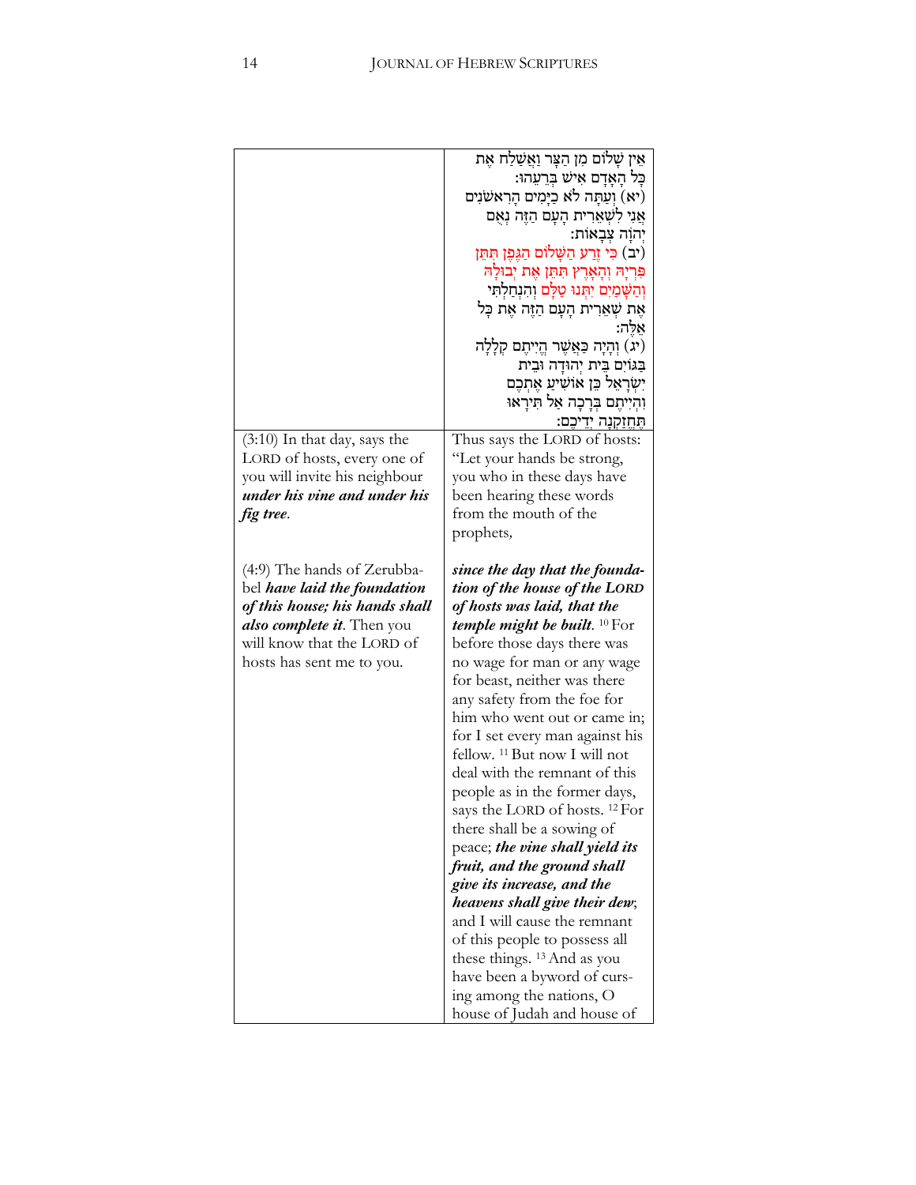| | |
|---|---|
| | אֵין שָׁלוֹם מִן הַצָּר וַאֲשַׁלַּח אֶת כָּל הָאָדָם אִישׁ בְּרֵעֵהוּ: (יא) וְעַתָּה לֹא כַיָּמִים הָרִאשֹׁנִים אֲנִי לִשְׁאֵרִית הָעָם הַזֶּה נְאֻם יְהוָה צְבָאוֹת: (יב) כִּי זֶרַע הַשָּׁלוֹם הַגֶּפֶן תִּתֵּן פִּרְיָהּ וְהָאָרֶץ תִּתֵּן אֶת יְבוּלָהּ וְהַשָּׁמַיִם יִתְּנוּ טַלָּם וְהִנְחַלְתִּי אֶת שְׁאֵרִית הָעָם הַזֶּה אֶת כָּל אֵלֶּה: (יג) וְהָיָה כַּאֲשֶׁר הֱיִיתֶם קְלָלָה בַּגּוֹיִם בֵּית יְהוּדָה וּבֵית יִשְׂרָאֵל כֵּן אוֹשִׁיעַ אֶתְכֶם וִהְיִיתֶם בְּרָכָה אַל תִּירָאוּ תֶּחֱזַקְנָה יְדֵיכֶם: |
| (3:10) In that day, says the LORD of hosts, every one of you will invite his neighbour ***under his vine and under his fig tree***. | Thus says the LORD of hosts: "Let your hands be strong, you who in these days have been hearing these words from the mouth of the prophets, |
| (4:9) The hands of Zerubbabel ***have laid the foundation of this house; his hands shall also complete it***. Then you will know that the LORD of hosts has sent me to you. | ***since the day that the foundation of the house of the LORD of hosts was laid, that the temple might be built***. [10] For before those days there was no wage for man or any wage for beast, neither was there any safety from the foe for him who went out or came in; for I set every man against his fellow. [11] But now I will not deal with the remnant of this people as in the former days, says the LORD of hosts. [12] For there shall be a sowing of peace; ***the vine shall yield its fruit, and the ground shall give its increase, and the heavens shall give their dew***, and I will cause the remnant of this people to possess all these things. [13] And as you have been a byword of cursing among the nations, O house of Judah and house of |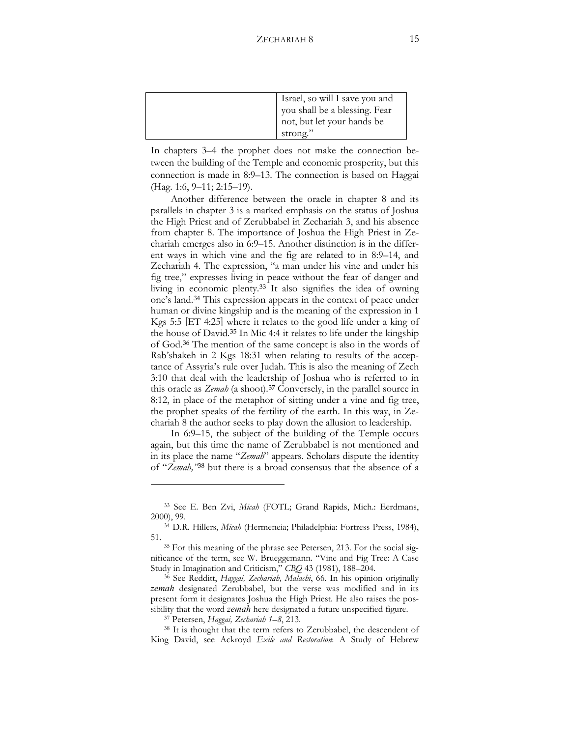| | |
|---|---|
| | Israel, so will I save you and you shall be a blessing. Fear not, but let your hands be strong." |

In chapters 3–4 the prophet does not make the connection between the building of the Temple and economic prosperity, but this connection is made in 8:9–13. The connection is based on Haggai (Hag. 1:6, 9–11; 2:15–19).

Another difference between the oracle in chapter 8 and its parallels in chapter 3 is a marked emphasis on the status of Joshua the High Priest and of Zerubbabel in Zechariah 3, and his absence from chapter 8. The importance of Joshua the High Priest in Zechariah emerges also in 6:9–15. Another distinction is in the different ways in which vine and the fig are related to in 8:9–14, and Zechariah 4. The expression, "a man under his vine and under his fig tree," expresses living in peace without the fear of danger and living in economic plenty.[33] It also signifies the idea of owning one's land.[34] This expression appears in the context of peace under human or divine kingship and is the meaning of the expression in 1 Kgs 5:5 [ET 4:25] where it relates to the good life under a king of the house of David.[35] In Mic 4:4 it relates to life under the kingship of God.[36] The mention of the same concept is also in the words of Rab'shakeh in 2 Kgs 18:31 when relating to results of the acceptance of Assyria's rule over Judah. This is also the meaning of Zech 3:10 that deal with the leadership of Joshua who is referred to in this oracle as *Zemah* (a shoot).[37] Conversely, in the parallel source in 8:12, in place of the metaphor of sitting under a vine and fig tree, the prophet speaks of the fertility of the earth. In this way, in Zechariah 8 the author seeks to play down the allusion to leadership.

In 6:9–15, the subject of the building of the Temple occurs again, but this time the name of Zerubbabel is not mentioned and in its place the name "*Zemah*" appears. Scholars dispute the identity of "*Zemah,"*[38] but there is a broad consensus that the absence of a

---

[33] See E. Ben Zvi, *Micah* (FOTL; Grand Rapids, Mich.: Eerdmans, 2000), 99.

[34] D.R. Hillers, *Micah* (Hermeneia; Philadelphia: Fortress Press, 1984), 51.

[35] For this meaning of the phrase see Petersen, 213. For the social significance of the term, see W. Brueggemann. "Vine and Fig Tree: A Case Study in Imagination and Criticism," *CBQ* 43 (1981), 188–204.

[36] See Redditt, *Haggai, Zechariah, Malachi*, 66. In his opinion originally ***zemah*** designated Zerubbabel, but the verse was modified and in its present form it designates Joshua the High Priest. He also raises the possibility that the word ***zemah*** here designated a future unspecified figure.

[37] Petersen, *Haggai, Zechariah 1–8*, 213.

[38] It is thought that the term refers to Zerubbabel, the descendent of King David, see Ackroyd *Exile and Restoration*: A Study of Hebrew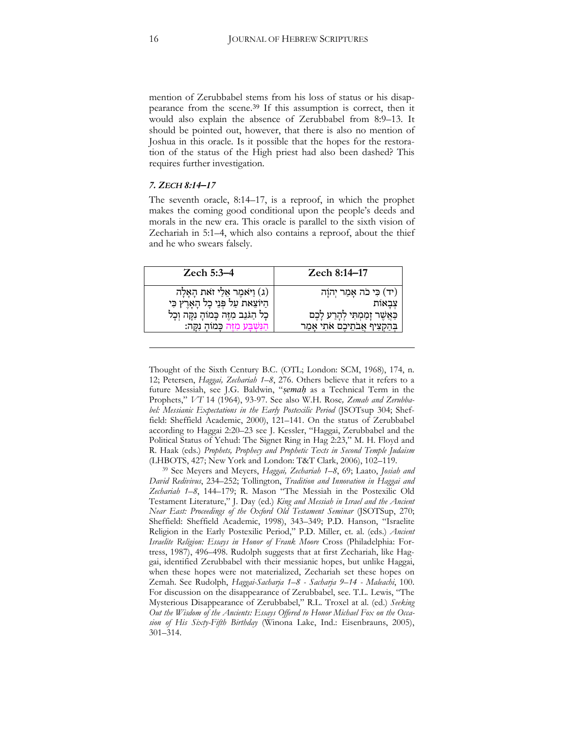mention of Zerubbabel stems from his loss of status or his disappearance from the scene.[39] If this assumption is correct, then it would also explain the absence of Zerubbabel from 8:9–13. It should be pointed out, however, that there is also no mention of Joshua in this oracle. Is it possible that the hopes for the restoration of the status of the High priest had also been dashed? This requires further investigation.

### *7. ZECH 8:14–17*

The seventh oracle, 8:14–17, is a reproof, in which the prophet makes the coming good conditional upon the people's deeds and morals in the new era. This oracle is parallel to the sixth vision of Zechariah in 5:1–4, which also contains a reproof, about the thief and he who swears falsely.

| Zech 5:3–4 | Zech 8:14–17 |
|---|---|
| (ג) וַיֹּאמֶר אֵלַי זֹאת הָאָלָה הַיּוֹצֵאת עַל פְּנֵי כָל הָאָרֶץ כִּי כָל הַגֹּנֵב מִזֶּה כָּמוֹהָ נִקָּה וְכָל הַנִּשְׁבָּע מִזֶּה כָּמוֹהָ נִקָּה: | (יד) כִּי כֹה אָמַר יְהוָה צְבָאוֹת כַּאֲשֶׁר זָמַמְתִּי לְהָרַע לָכֶם בְּהַקְצִיף אֲבֹתֵיכֶם אֹתִי אָמַר |

Thought of the Sixth Century B.C. (OTL; London: SCM, 1968), 174, n. 12; Petersen, *Haggai, Zechariah 1–8*, 276. Others believe that it refers to a future Messiah, see J.G. Baldwin, "*ṣemaḥ* as a Technical Term in the Prophets," *VT* 14 (1964), 93-97. See also W.H. Rose*, Zemah and Zerubbabel: Messianic Expectations in the Early Postexilic Period* (JSOTsup 304; Sheffield: Sheffield Academic, 2000), 121–141. On the status of Zerubbabel according to Haggai 2:20–23 see J. Kessler, "Haggai, Zerubbabel and the Political Status of Yehud: The Signet Ring in Hag 2:23," M. H. Floyd and R. Haak (eds.) *Prophets, Prophecy and Prophetic Texts in Second Temple Judaism* (LHBOTS, 427; New York and London: T&T Clark, 2006), 102–119.

[39] See Meyers and Meyers, *Haggai, Zechariah 1–8*, 69; Laato, *Josiah and David Redivivus*, 234–252; Tollington, *Tradition and Innovation in Haggai and Zechariah 1–8*, 144–179; R. Mason "The Messiah in the Postexilic Old Testament Literature," J. Day (ed.) *King and Messiah in Israel and the Ancient Near East: Proceedings of the Oxford Old Testament Seminar* (JSOTSup, 270; Sheffield: Sheffield Academic, 1998), 343–349; P.D. Hanson, "Israelite Religion in the Early Postexilic Period," P.D. Miller, et. al. (eds.) *Ancient Israelite Religion: Essays in Honor of Frank Moore* Cross (Philadelphia: Fortress, 1987), 496–498. Rudolph suggests that at first Zechariah, like Haggai, identified Zerubbabel with their messianic hopes, but unlike Haggai, when these hopes were not materialized, Zechariah set these hopes on Zemah. See Rudolph, *Haggai-Sacharja 1–8 - Sacharja 9–14 - Maleachi*, 100. For discussion on the disappearance of Zerubbabel, see. T.L. Lewis, "The Mysterious Disappearance of Zerubbabel," R.L. Troxel at al. (ed.) *Seeking Out the Wisdom of the Ancients: Essays Offered to Honor Michael Fox on the Occasion of His Sixty-Fifth Birthday* (Winona Lake, Ind.: Eisenbrauns, 2005), 301–314.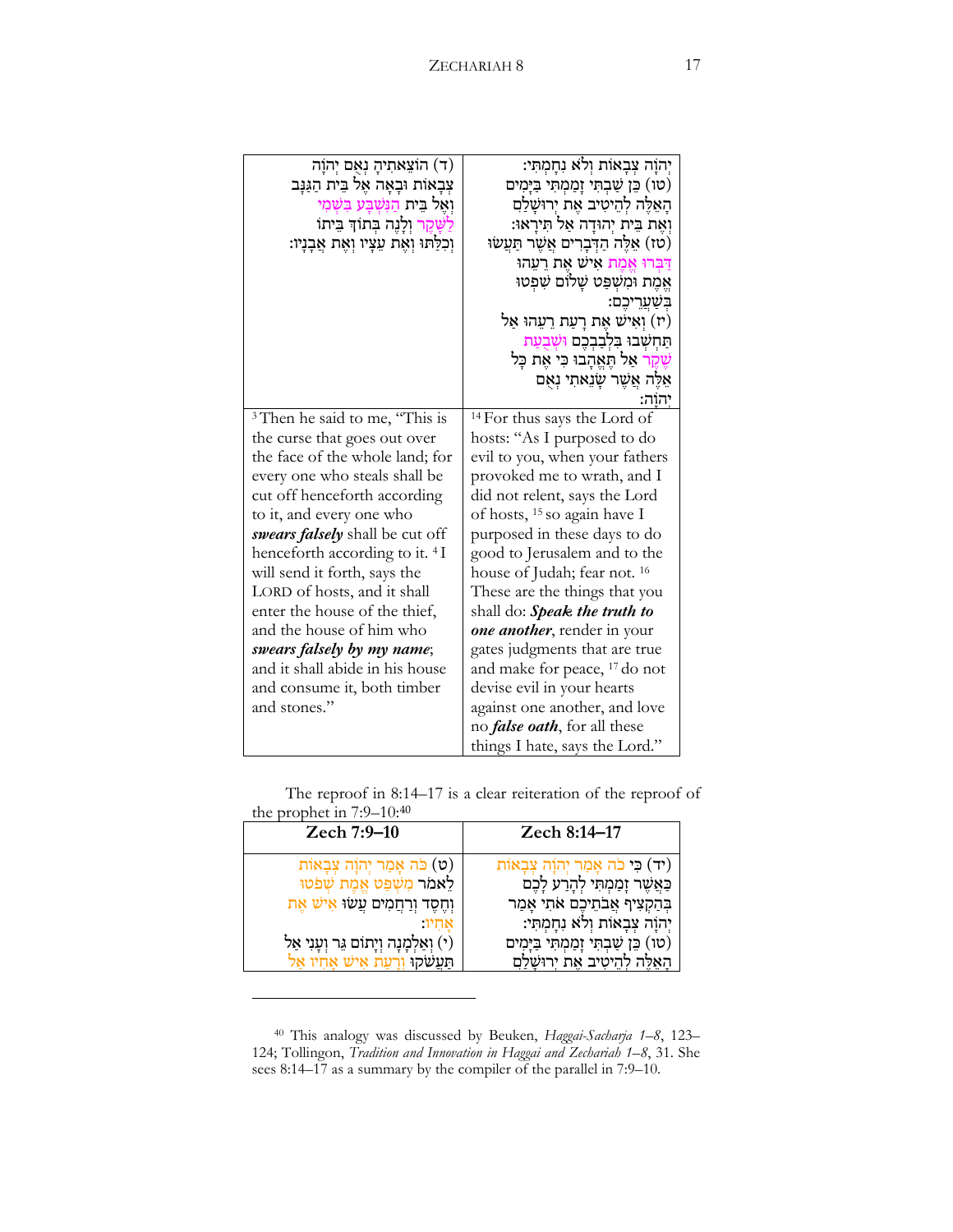| | |
|---|---|
| (ד) הוֹצֵאתִיהָ נְאֻם יְהוָה צְבָאוֹת וּבָאָה אֶל בֵּית הַגַּנָּב וְאֶל בֵּית הַנִּשְׁבָּע בִּשְׁמִי לַשָּׁקֶר וְלָנָה בְּתוֹךְ בֵּיתוֹ וְכִלַּתּוּ וְאֶת עֵצָיו וְאֶת אֲבָנָיו: | יְהוָה צְבָאוֹת וְלֹא נִחָמְתִּי: (טו) כֵּן שַׁבְתִּי זָמַמְתִּי בַּיָּמִים הָאֵלֶּה לְהֵיטִיב אֶת יְרוּשָׁלִַם וְאֶת בֵּית יְהוּדָה אַל תִּירָאוּ: (טז) אֵלֶּה הַדְּבָרִים אֲשֶׁר תַּעֲשׂוּ דַּבְּרוּ אֱמֶת אִישׁ אֶת רֵעֵהוּ אֱמֶת וּמִשְׁפַּט שָׁלוֹם שִׁפְטוּ בְּשַׁעֲרֵיכֶם: (יז) וְאִישׁ אֶת רָעַת רֵעֵהוּ אַל תַּחְשְׁבוּ בִּלְבַבְכֶם וּשְׁבֻעַת שֶׁקֶר אַל תֶּאֱהָבוּ כִּי אֶת כָּל אֵלֶּה אֲשֶׁר שָׂנֵאתִי נְאֻם יְהוָה: |
| [3] Then he said to me, "This is the curse that goes out over the face of the whole land; for every one who steals shall be cut off henceforth according to it, and every one who ***swears falsely*** shall be cut off henceforth according to it. [4] I will send it forth, says the LORD of hosts, and it shall enter the house of the thief, and the house of him who ***swears falsely by my name***; and it shall abide in his house and consume it, both timber and stones." | [14] For thus says the Lord of hosts: "As I purposed to do evil to you, when your fathers provoked me to wrath, and I did not relent, says the Lord of hosts, [15] so again have I purposed in these days to do good to Jerusalem and to the house of Judah; fear not. [16] These are the things that you shall do: ***Speak the truth to one another***, render in your gates judgments that are true and make for peace, [17] do not devise evil in your hearts against one another, and love no ***false oath***, for all these things I hate, says the Lord." |

The reproof in 8:14–17 is a clear reiteration of the reproof of the prophet in 7:9–10:[40]

| Zech 7:9–10 | Zech 8:14–17 |
|---|---|
| (ט) כֹּה אָמַר יְהוָה צְבָאוֹת לֵאמֹר מִשְׁפַּט אֱמֶת שְׁפֹטוּ וְחֶסֶד וְרַחֲמִים עֲשׂוּ אִישׁ אֶת אָחִיו: (י) וְאַלְמָנָה וְיָתוֹם גֵּר וְעָנִי אַל תַּעֲשֹׁקוּ וְרָעַת אִישׁ אָחִיו אַל | (יד) כִּי כֹה אָמַר יְהוָה צְבָאוֹת כַּאֲשֶׁר זָמַמְתִּי לְהָרַע לָכֶם בְּהַקְצִיף אֲבֹתֵיכֶם אֹתִי אָמַר יְהוָה צְבָאוֹת וְלֹא נִחָמְתִּי: (טו) כֵּן שַׁבְתִּי זָמַמְתִּי בַּיָּמִים הָאֵלֶּה לְהֵיטִיב אֶת יְרוּשָׁלִַם |

[40] This analogy was discussed by Beuken, *Haggai-Sacharja 1–8*, 123–124; Tollingon, *Tradition and Innovation in Haggai and Zechariah 1–8*, 31. She sees 8:14–17 as a summary by the compiler of the parallel in 7:9–10.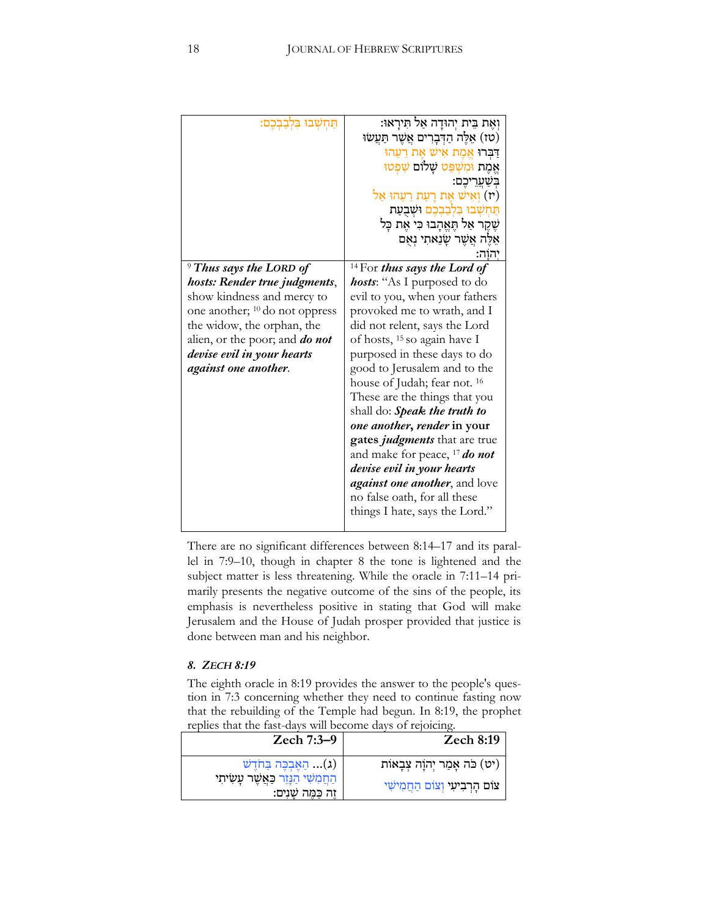| | |
|---|---|
| תַּחְשְׁבוּ בִּלְבַבְכֶם׃ | וְאֶת בֵּית יְהוּדָה אַל תִּירָאוּ׃ (טז) אֵלֶּה הַדְּבָרִים אֲשֶׁר תַּעֲשׂוּ דַּבְּרוּ אֱמֶת אִישׁ אֶת רֵעֵהוּ אֱמֶת וּמִשְׁפַּט שָׁלוֹם שִׁפְטוּ בְּשַׁעֲרֵיכֶם׃ (יז) וְאִישׁ אֶת רָעַת רֵעֵהוּ אַל תַּחְשְׁבוּ בִּלְבַבְכֶם וּשְׁבֻעַת שֶׁקֶר אַל תֶּאֱהָבוּ כִּי אֶת כָּל אֵלֶּה אֲשֶׁר שָׂנֵאתִי נְאֻם יְהוָה׃ |
| [9] ***Thus says the LORD of hosts: Render true judgments***, show kindness and mercy to one another; [10] do not oppress the widow, the orphan, the alien, or the poor; and ***do not devise evil in your hearts against one another***. | [14] For ***thus says the Lord of hosts***: "As I purposed to do evil to you, when your fathers provoked me to wrath, and I did not relent, says the Lord of hosts, [15] so again have I purposed in these days to do good to Jerusalem and to the house of Judah; fear not. [16] These are the things that you shall do: ***Speak the truth to one another, render* in your gates *judgments*** that are true and make for peace, [17] ***do not devise evil in your hearts against one another***, and love no false oath, for all these things I hate, says the Lord." |

There are no significant differences between 8:14–17 and its parallel in 7:9–10, though in chapter 8 the tone is lightened and the subject matter is less threatening. While the oracle in 7:11–14 primarily presents the negative outcome of the sins of the people, its emphasis is nevertheless positive in stating that God will make Jerusalem and the House of Judah prosper provided that justice is done between man and his neighbor.

### *8. ZECH 8:19*

The eighth oracle in 8:19 provides the answer to the people's question in 7:3 concerning whether they need to continue fasting now that the rebuilding of the Temple had begun. In 8:19, the prophet replies that the fast-days will become days of rejoicing.

| **Zech 7:3–9** | **Zech 8:19** |
|---|---|
| (ג)... הַאֶבְכֶּה בַּחֹדֶשׁ הַחֲמִשִׁי הִנָּזֵר כַּאֲשֶׁר עָשִׂיתִי זֶה כַּמֶּה שָׁנִים׃ | (יט) כֹּה אָמַר יְהוָה צְבָאוֹת צוֹם הָרְבִיעִי וְצוֹם הַחֲמִישִׁי |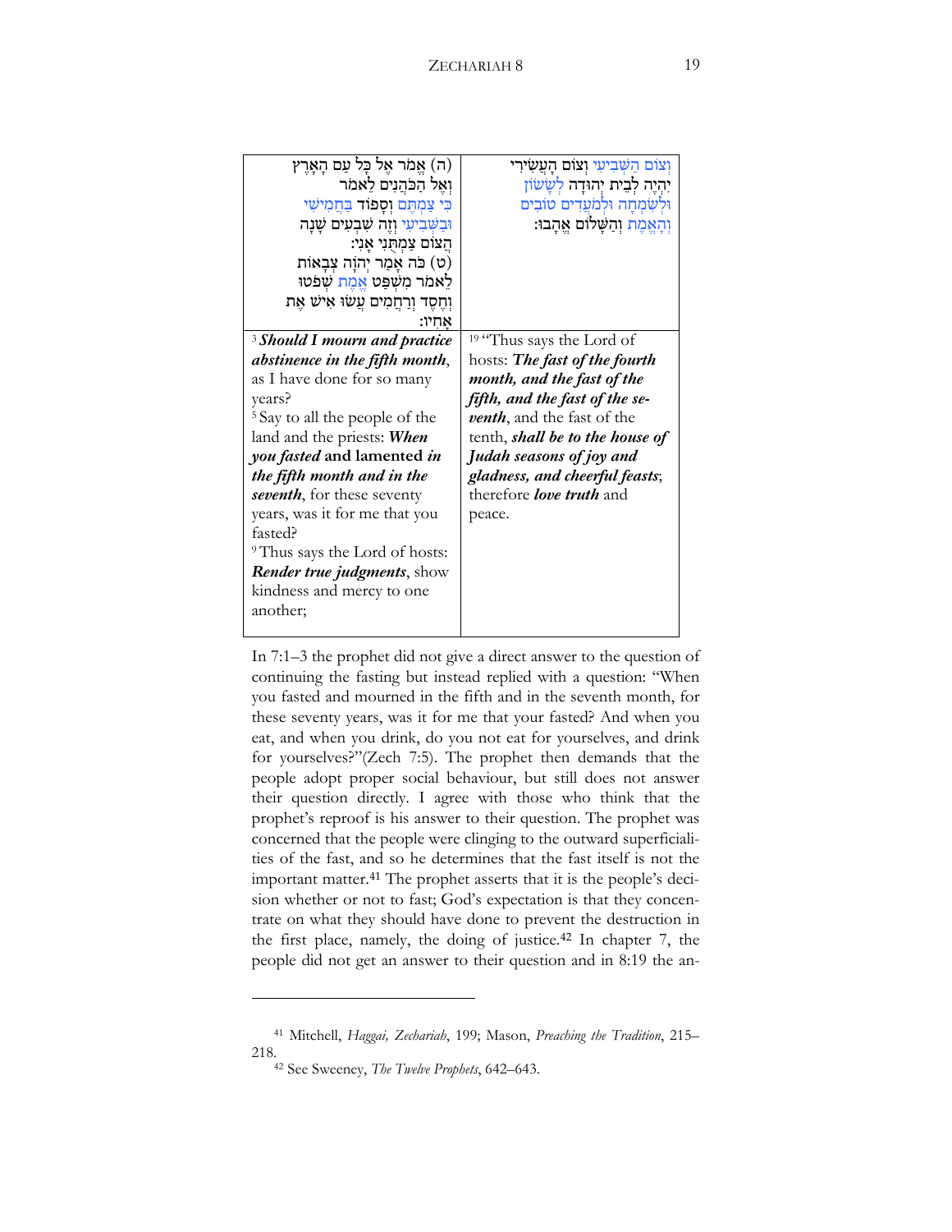| | |
|---|---|
| (ה) אֱמֹר אֶל כָּל עַם הָאָרֶץ וְאֶל הַכֹּהֲנִים לֵאמֹר כִּי צַמְתֶּם וְסָפוֹד בַּחֲמִישִׁי וּבַשְּׁבִיעִי וְזֶה שִׁבְעִים שָׁנָה הֲצוֹם צַמְתֻּנִי אָנִי: (ט) כֹּה אָמַר יְהוָה צְבָאוֹת לֵאמֹר מִשְׁפַּט אֱמֶת שְׁפֹטוּ וְחֶסֶד וְרַחֲמִים עֲשׂוּ אִישׁ אֶת אָחִיו: | וְצוֹם הַשְּׁבִיעִי וְצוֹם הָעֲשִׂירִי יִהְיֶה לְבֵית יְהוּדָה לְשָׂשׂוֹן וּלְשִׂמְחָה וּלְמֹעֲדִים טוֹבִים וְהָאֱמֶת וְהַשָּׁלוֹם אֱהָבוּ: |
| [3] ***Should I mourn and practice abstinence in the fifth month***, as I have done for so many years? [5] Say to all the people of the land and the priests: ***When you fasted*** and lamented ***in the fifth month and in the seventh***, for these seventy years, was it for me that you fasted? [9] Thus says the Lord of hosts: ***Render true judgments***, show kindness and mercy to one another; | [19] "Thus says the Lord of hosts: ***The fast of the fourth month, and the fast of the fifth, and the fast of the seventh***, and the fast of the tenth, ***shall be to the house of Judah seasons of joy and gladness, and cheerful feasts***; therefore ***love truth*** and peace. |

In 7:1–3 the prophet did not give a direct answer to the question of continuing the fasting but instead replied with a question: "When you fasted and mourned in the fifth and in the seventh month, for these seventy years, was it for me that your fasted? And when you eat, and when you drink, do you not eat for yourselves, and drink for yourselves?"(Zech 7:5). The prophet then demands that the people adopt proper social behaviour, but still does not answer their question directly. I agree with those who think that the prophet's reproof is his answer to their question. The prophet was concerned that the people were clinging to the outward superficialities of the fast, and so he determines that the fast itself is not the important matter.[41] The prophet asserts that it is the people's decision whether or not to fast; God's expectation is that they concentrate on what they should have done to prevent the destruction in the first place, namely, the doing of justice.[42] In chapter 7, the people did not get an answer to their question and in 8:19 the an-

[41] Mitchell, *Haggai, Zechariah*, 199; Mason, *Preaching the Tradition*, 215–218.

[42] See Sweeney, *The Twelve Prophets*, 642–643.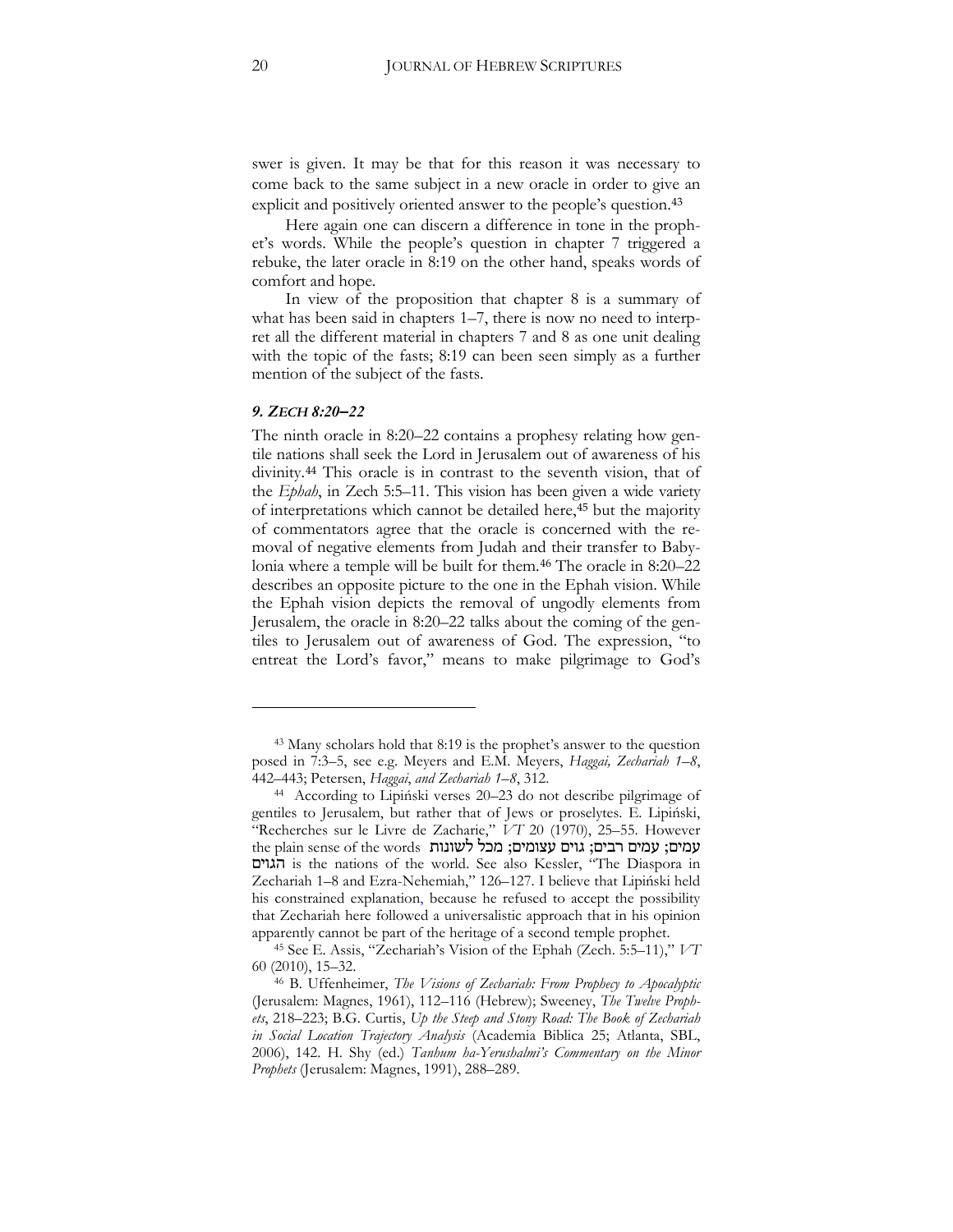swer is given. It may be that for this reason it was necessary to come back to the same subject in a new oracle in order to give an explicit and positively oriented answer to the people's question.[43]

Here again one can discern a difference in tone in the prophet's words. While the people's question in chapter 7 triggered a rebuke, the later oracle in 8:19 on the other hand, speaks words of comfort and hope.

In view of the proposition that chapter 8 is a summary of what has been said in chapters 1–7, there is now no need to interpret all the different material in chapters 7 and 8 as one unit dealing with the topic of the fasts; 8:19 can been seen simply as a further mention of the subject of the fasts.

### *9. ZECH 8:20–22*

The ninth oracle in 8:20–22 contains a prophesy relating how gentile nations shall seek the Lord in Jerusalem out of awareness of his divinity.[44] This oracle is in contrast to the seventh vision, that of the *Ephah*, in Zech 5:5–11. This vision has been given a wide variety of interpretations which cannot be detailed here,[45] but the majority of commentators agree that the oracle is concerned with the removal of negative elements from Judah and their transfer to Babylonia where a temple will be built for them.[46] The oracle in 8:20–22 describes an opposite picture to the one in the Ephah vision. While the Ephah vision depicts the removal of ungodly elements from Jerusalem, the oracle in 8:20–22 talks about the coming of the gentiles to Jerusalem out of awareness of God. The expression, "to entreat the Lord's favor," means to make pilgrimage to God's

---

[43] Many scholars hold that 8:19 is the prophet's answer to the question posed in 7:3–5, see e.g. Meyers and E.M. Meyers, *Haggai, Zechariah 1–8*, 442–443; Petersen, *Haggai*, *and Zechariah 1–8*, 312.

[44] According to Lipiński verses 20–23 do not describe pilgrimage of gentiles to Jerusalem, but rather that of Jews or proselytes. E. Lipiński, "Recherches sur le Livre de Zacharie," *VT* 20 (1970), 25–55. However the plain sense of the words עמים; עמים רבים; גוים עצומים; מכל לשונות הגוים is the nations of the world. See also Kessler, "The Diaspora in Zechariah 1–8 and Ezra-Nehemiah," 126–127. I believe that Lipiński held his constrained explanation, because he refused to accept the possibility that Zechariah here followed a universalistic approach that in his opinion apparently cannot be part of the heritage of a second temple prophet.

[45] See E. Assis, "Zechariah's Vision of the Ephah (Zech. 5:5–11)," *VT* 60 (2010), 15–32.

[46] B. Uffenheimer, *The Visions of Zechariah: From Prophecy to Apocalyptic* (Jerusalem: Magnes, 1961), 112–116 (Hebrew); Sweeney, *The Twelve Prophets*, 218–223; B.G. Curtis, *Up the Steep and Stony Road: The Book of Zechariah in Social Location Trajectory Analysis* (Academia Biblica 25; Atlanta, SBL, 2006), 142. H. Shy (ed.) *Tanhum ha-Yerushalmi's Commentary on the Minor Prophets* (Jerusalem: Magnes, 1991), 288–289.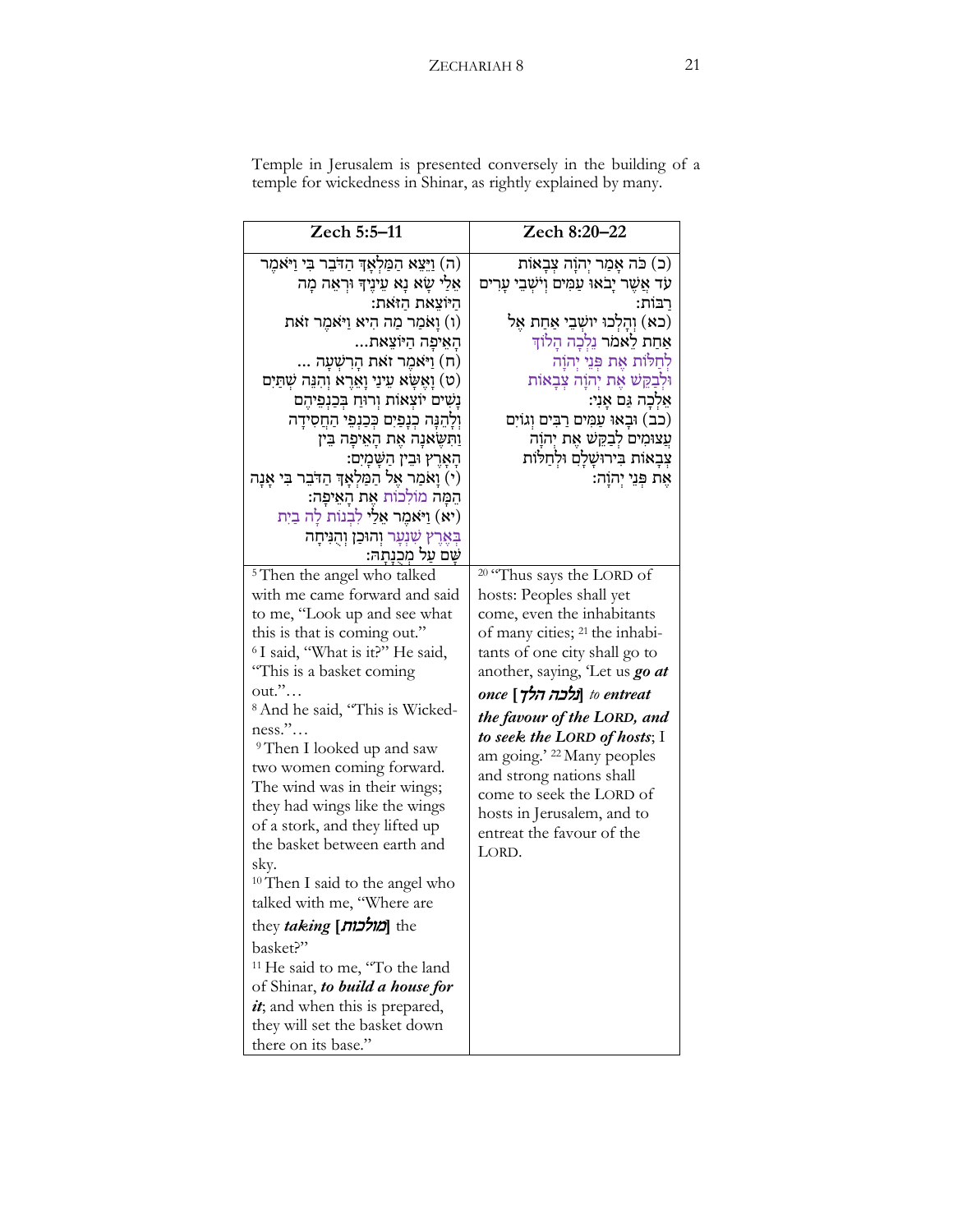Temple in Jerusalem is presented conversely in the building of a temple for wickedness in Shinar, as rightly explained by many.

| Zech 5:5–11 | Zech 8:20–22 |
|---|---|
| (ה) וַיֵּצֵא הַמַּלְאָךְ הַדֹּבֵר בִּי וַיֹּאמֶר אֵלַי שָׂא נָא עֵינֶיךָ וּרְאֵה מָה הַיּוֹצֵאת הַזֹּאת׃ (ו) וָאֹמַר מַה הִיא וַיֹּאמֶר זֹאת הָאֵיפָה הַיּוֹצֵאת... (ח) וַיֹּאמֶר זֹאת הָרִשְׁעָה ... (ט) וָאֶשָּׂא עֵינַי וָאֵרֶא וְהִנֵּה שְׁתַּיִם נָשִׁים יוֹצְאוֹת וְרוּחַ בְּכַנְפֵיהֶם וְלָהֵנָּה כְנָפַיִם כְּכַנְפֵי הַחֲסִידָה וַתִּשֶּׂאנָה אֶת הָאֵיפָה בֵּין הָאָרֶץ וּבֵין הַשָּׁמָיִם׃ (י) וָאֹמַר אֶל הַמַּלְאָךְ הַדֹּבֵר בִּי אָנָה הֵמָּה מוֹלִכוֹת אֶת הָאֵיפָה׃ (יא) וַיֹּאמֶר אֵלַי לִבְנוֹת לָה בַיִת בְּאֶרֶץ שִׁנְעָר וְהוּכַן וְהֻנִּיחָה שָּׁם עַל מְכֻנָתָהּ׃ | (כ) כֹּה אָמַר יְהוָה צְבָאוֹת עֹד אֲשֶׁר יָבֹאוּ עַמִּים וְיֹשְׁבֵי עָרִים רַבּוֹת׃ (כא) וְהָלְכוּ יוֹשְׁבֵי אַחַת אֶל אַחַת לֵאמֹר נֵלְכָה הָלוֹךְ לְחַלּוֹת אֶת פְּנֵי יְהוָה וּלְבַקֵּשׁ אֶת יְהוָה צְבָאוֹת אֵלְכָה גַּם אָנִי׃ (כב) וּבָאוּ עַמִּים רַבִּים וְגוֹיִם עֲצוּמִים לְבַקֵּשׁ אֶת יְהוָה צְבָאוֹת בִּירוּשָׁלִָם וּלְחַלּוֹת אֶת פְּנֵי יְהוָה׃ |
| [5] Then the angel who talked with me came forward and said to me, "Look up and see what this is that is coming out." [6] I said, "What is it?" He said, "This is a basket coming out."… [8] And he said, "This is Wickedness."… [9] Then I looked up and saw two women coming forward. The wind was in their wings; they had wings like the wings of a stork, and they lifted up the basket between earth and sky. [10] Then I said to the angel who talked with me, "Where are they ***taking* [מולכות]** the basket?" [11] He said to me, "To the land of Shinar, ***to build a house for it***; and when this is prepared, they will set the basket down there on its base." | [20] "Thus says the LORD of hosts: Peoples shall yet come, even the inhabitants of many cities; [21] the inhabitants of one city shall go to another, saying, 'Let us ***go at once* [נלכה הלך]** *to* ***entreat the favour of the LORD, and to seek the LORD of hosts***; I am going.' [22] Many peoples and strong nations shall come to seek the LORD of hosts in Jerusalem, and to entreat the favour of the LORD. |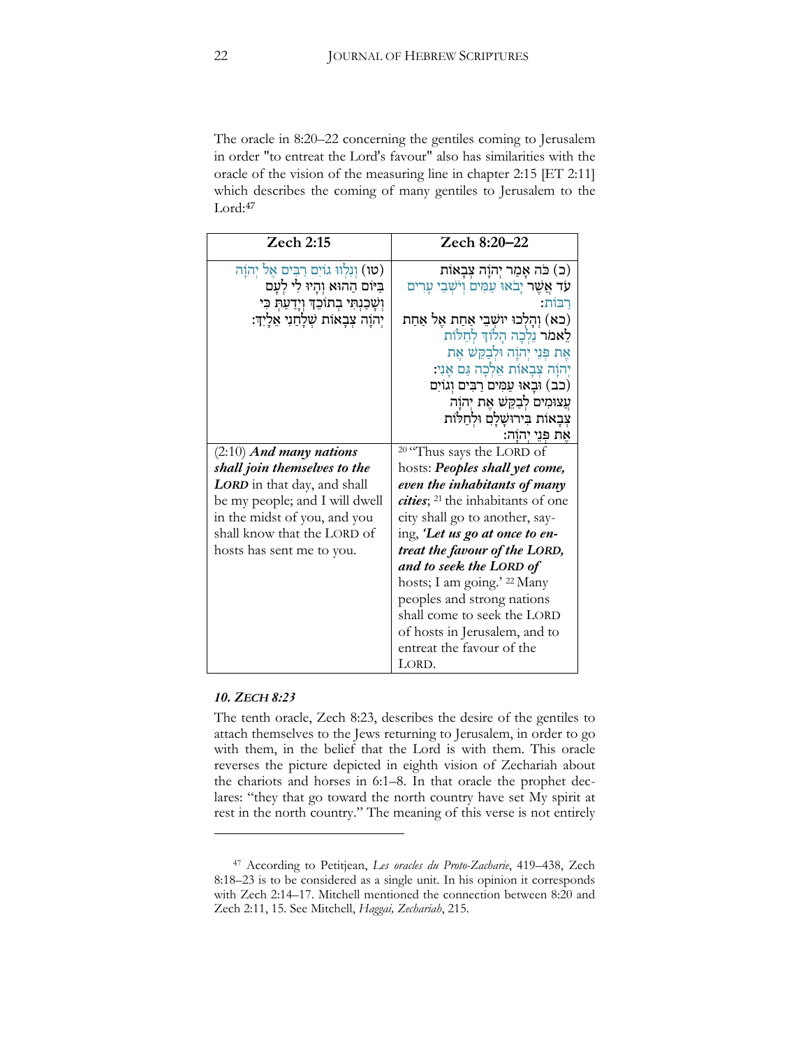The oracle in 8:20–22 concerning the gentiles coming to Jerusalem in order "to entreat the Lord's favour" also has similarities with the oracle of the vision of the measuring line in chapter 2:15 [ET 2:11] which describes the coming of many gentiles to Jerusalem to the Lord:[47]

| Zech 2:15 | Zech 8:20–22 |
| --- | --- |
| (טו) וְנִלְווּ גוֹיִם רַבִּים אֶל יְהוָה בַּיּוֹם הַהוּא וְהָיוּ לִי לְעָם וְשָׁכַנְתִּי בְתוֹכֵךְ וְיָדַעַתְּ כִּי יְהוָה צְבָאוֹת שְׁלָחַנִי אֵלָיִךְ׃ | (כ) כֹּה אָמַר יְהוָה צְבָאוֹת עֹד אֲשֶׁר יָבֹאוּ עַמִּים וְיֹשְׁבֵי עָרִים רַבּוֹת׃ (כא) וְהָלְכוּ יוֹשְׁבֵי אַחַת אֶל אַחַת לֵאמֹר נֵלְכָה הָלוֹךְ לְחַלּוֹת אֶת פְּנֵי יְהוָה וּלְבַקֵּשׁ אֶת יְהוָה צְבָאוֹת אֵלְכָה גַּם אָנִי׃ (כב) וּבָאוּ עַמִּים רַבִּים וְגוֹיִם עֲצוּמִים לְבַקֵּשׁ אֶת יְהוָה צְבָאוֹת בִּירוּשָׁלָםִ וּלְחַלּוֹת אֶת פְּנֵי יְהוָה׃ |
| (2:10) ***And many nations shall join themselves to the LORD*** in that day, and shall be my people; and I will dwell in the midst of you, and you shall know that the LORD of hosts has sent me to you. | [20] "Thus says the LORD of hosts: ***Peoples shall yet come, even the inhabitants of many cities***; [21] the inhabitants of one city shall go to another, saying, ***'Let us go at once to entreat the favour of the LORD, and to seek the LORD of*** hosts; I am going.' [22] Many peoples and strong nations shall come to seek the LORD of hosts in Jerusalem, and to entreat the favour of the LORD. |

### *10. ZECH 8:23*

The tenth oracle, Zech 8:23, describes the desire of the gentiles to attach themselves to the Jews returning to Jerusalem, in order to go with them, in the belief that the Lord is with them. This oracle reverses the picture depicted in eighth vision of Zechariah about the chariots and horses in 6:1–8. In that oracle the prophet declares: "they that go toward the north country have set My spirit at rest in the north country." The meaning of this verse is not entirely

---

[47] According to Petitjean, *Les oracles du Proto-Zacharie*, 419–438, Zech 8:18–23 is to be considered as a single unit. In his opinion it corresponds with Zech 2:14–17. Mitchell mentioned the connection between 8:20 and Zech 2:11, 15. See Mitchell, *Haggai, Zechariah*, 215.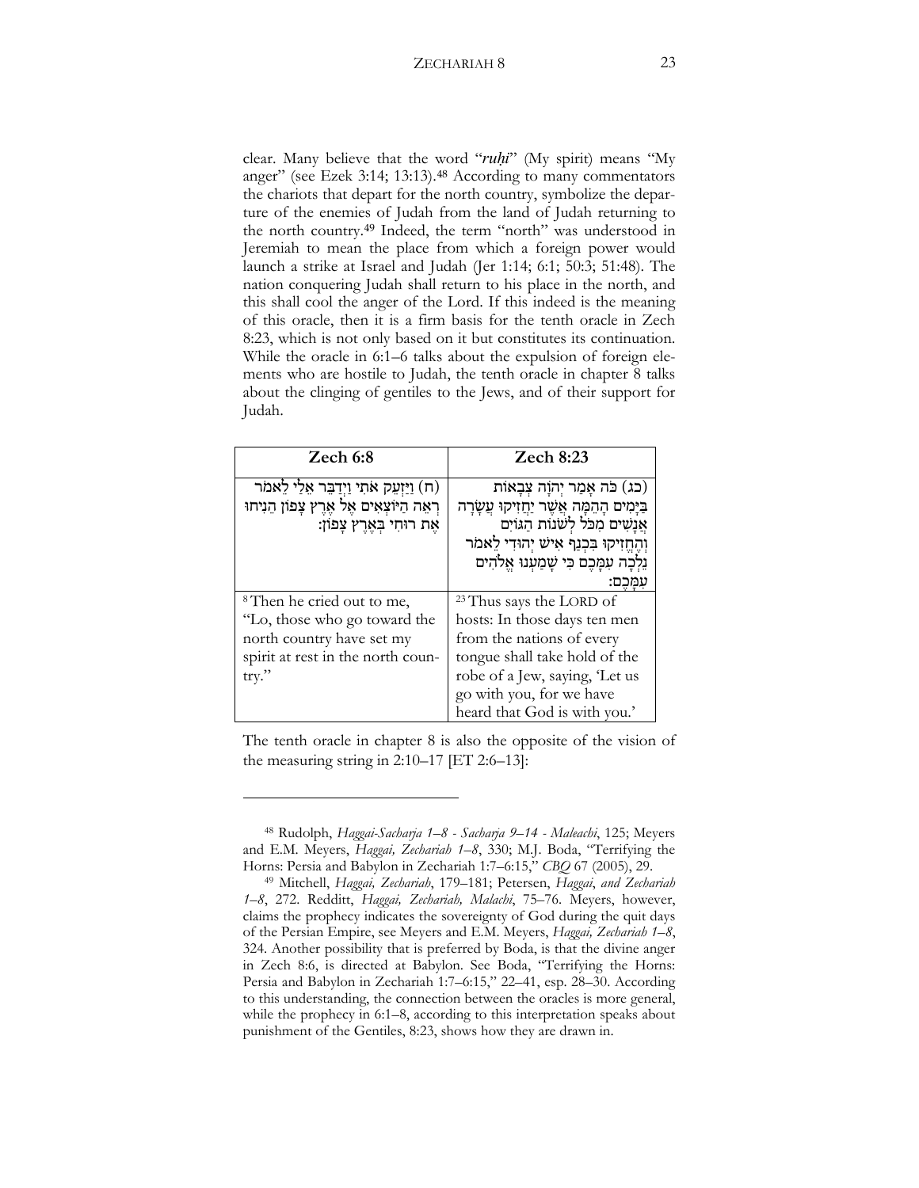clear. Many believe that the word "*ruḥi*" (My spirit) means "My anger" (see Ezek 3:14; 13:13).[48] According to many commentators the chariots that depart for the north country, symbolize the departure of the enemies of Judah from the land of Judah returning to the north country.[49] Indeed, the term "north" was understood in Jeremiah to mean the place from which a foreign power would launch a strike at Israel and Judah (Jer 1:14; 6:1; 50:3; 51:48). The nation conquering Judah shall return to his place in the north, and this shall cool the anger of the Lord. If this indeed is the meaning of this oracle, then it is a firm basis for the tenth oracle in Zech 8:23, which is not only based on it but constitutes its continuation. While the oracle in 6:1–6 talks about the expulsion of foreign elements who are hostile to Judah, the tenth oracle in chapter 8 talks about the clinging of gentiles to the Jews, and of their support for Judah.

| **Zech 6:8** | **Zech 8:23** |
|---|---|
| (ח) וַיַּזְעֵק אֹתִי וַיְדַבֵּר אֵלַי לֵאמֹר רְאֵה הַיּוֹצְאִים אֶל אֶרֶץ צָפוֹן הֵנִיחוּ אֶת רוּחִי בְּאֶרֶץ צָפוֹן: | (כג) כֹּה אָמַר יְהוָה צְבָאוֹת בַּיָּמִים הָהֵמָּה אֲשֶׁר יַחֲזִיקוּ עֲשָׂרָה אֲנָשִׁים מִכֹּל לְשֹׁנוֹת הַגּוֹיִם וְהֶחֱזִיקוּ בִּכְנַף אִישׁ יְהוּדִי לֵאמֹר נֵלְכָה עִמָּכֶם כִּי שָׁמַעְנוּ אֱלֹהִים עִמָּכֶם: |
| [8] Then he cried out to me, "Lo, those who go toward the north country have set my spirit at rest in the north country." | [23] Thus says the LORD of hosts: In those days ten men from the nations of every tongue shall take hold of the robe of a Jew, saying, 'Let us go with you, for we have heard that God is with you.' |

The tenth oracle in chapter 8 is also the opposite of the vision of the measuring string in 2:10–17 [ET 2:6–13]:

---

[48] Rudolph, *Haggai-Sacharja 1–8 - Sacharja 9–14 - Maleachi*, 125; Meyers and E.M. Meyers, *Haggai, Zechariah 1–8*, 330; M.J. Boda, "Terrifying the Horns: Persia and Babylon in Zechariah 1:7–6:15," *CBQ* 67 (2005), 29.

[49] Mitchell, *Haggai, Zechariah*, 179–181; Petersen, *Haggai, and Zechariah 1–8*, 272. Redditt, *Haggai, Zechariah, Malachi*, 75–76. Meyers, however, claims the prophecy indicates the sovereignty of God during the quit days of the Persian Empire, see Meyers and E.M. Meyers, *Haggai, Zechariah 1–8*, 324. Another possibility that is preferred by Boda, is that the divine anger in Zech 8:6, is directed at Babylon. See Boda, "Terrifying the Horns: Persia and Babylon in Zechariah 1:7–6:15," 22–41, esp. 28–30. According to this understanding, the connection between the oracles is more general, while the prophecy in 6:1–8, according to this interpretation speaks about punishment of the Gentiles, 8:23, shows how they are drawn in.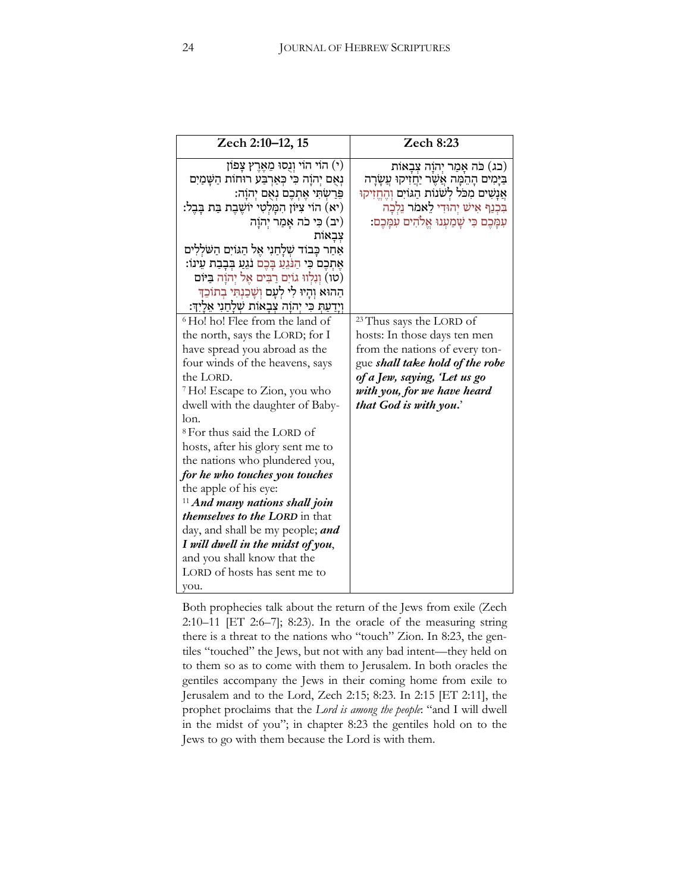| Zech 2:10–12, 15 | Zech 8:23 |
|---|---|
| (י) הוֹי הוֹי וְנֻסוּ מֵאֶרֶץ צָפוֹן נְאֻם יְהוָה כִּי כְּאַרְבַּע רוּחוֹת הַשָּׁמַיִם פֵּרַשְׂתִּי אֶתְכֶם נְאֻם יְהוָה: (יא) הוֹי צִיּוֹן הִמָּלְטִי יוֹשֶׁבֶת בַּת בָּבֶל: (יב) כִּי כֹה אָמַר יְהוָה צְבָאוֹת אַחַר כָּבוֹד שְׁלָחַנִי אֶל הַגּוֹיִם הַשֹּׁלְלִים אֶתְכֶם כִּי הַנֹּגֵעַ בָּכֶם נֹגֵעַ בְּבָבַת עֵינוֹ: (טו) וְנִלְווּ גוֹיִם רַבִּים אֶל יְהוָה בַּיּוֹם הַהוּא וְהָיוּ לִי לְעָם וְשָׁכַנְתִּי בְתוֹכֵךְ וְיָדַעַתְּ כִּי יְהוָה צְבָאוֹת שְׁלָחַנִי אֵלָיִךְ: | (כג) כֹּה אָמַר יְהוָה צְבָאוֹת בַּיָּמִים הָהֵמָּה אֲשֶׁר יַחֲזִיקוּ עֲשָׂרָה אֲנָשִׁים מִכֹּל לְשֹׁנוֹת הַגּוֹיִם וְהֶחֱזִיקוּ בִּכְנַף אִישׁ יְהוּדִי לֵאמֹר נֵלְכָה עִמָּכֶם כִּי שָׁמַעְנוּ אֱלֹהִים עִמָּכֶם: |
| [6] Ho! ho! Flee from the land of the north, says the LORD; for I have spread you abroad as the four winds of the heavens, says the LORD.<br>[7] Ho! Escape to Zion, you who dwell with the daughter of Babylon.<br>[8] For thus said the LORD of hosts, after his glory sent me to the nations who plundered you, ***for he who touches you touches*** the apple of his eye:<br>[11] ***And many nations shall join themselves to the LORD*** in that day, and shall be my people; ***and I will dwell in the midst of you***, and you shall know that the LORD of hosts has sent me to you. | [23] Thus says the LORD of hosts: In those days ten men from the nations of every tongue ***shall take hold of the robe of a Jew, saying, 'Let us go with you, for we have heard that God is with you.***' |

Both prophecies talk about the return of the Jews from exile (Zech 2:10–11 [ET 2:6–7]; 8:23). In the oracle of the measuring string there is a threat to the nations who "touch" Zion. In 8:23, the gentiles "touched" the Jews, but not with any bad intent—they held on to them so as to come with them to Jerusalem. In both oracles the gentiles accompany the Jews in their coming home from exile to Jerusalem and to the Lord, Zech 2:15; 8:23. In 2:15 [ET 2:11], the prophet proclaims that the *Lord is among the people*: "and I will dwell in the midst of you"; in chapter 8:23 the gentiles hold on to the Jews to go with them because the Lord is with them.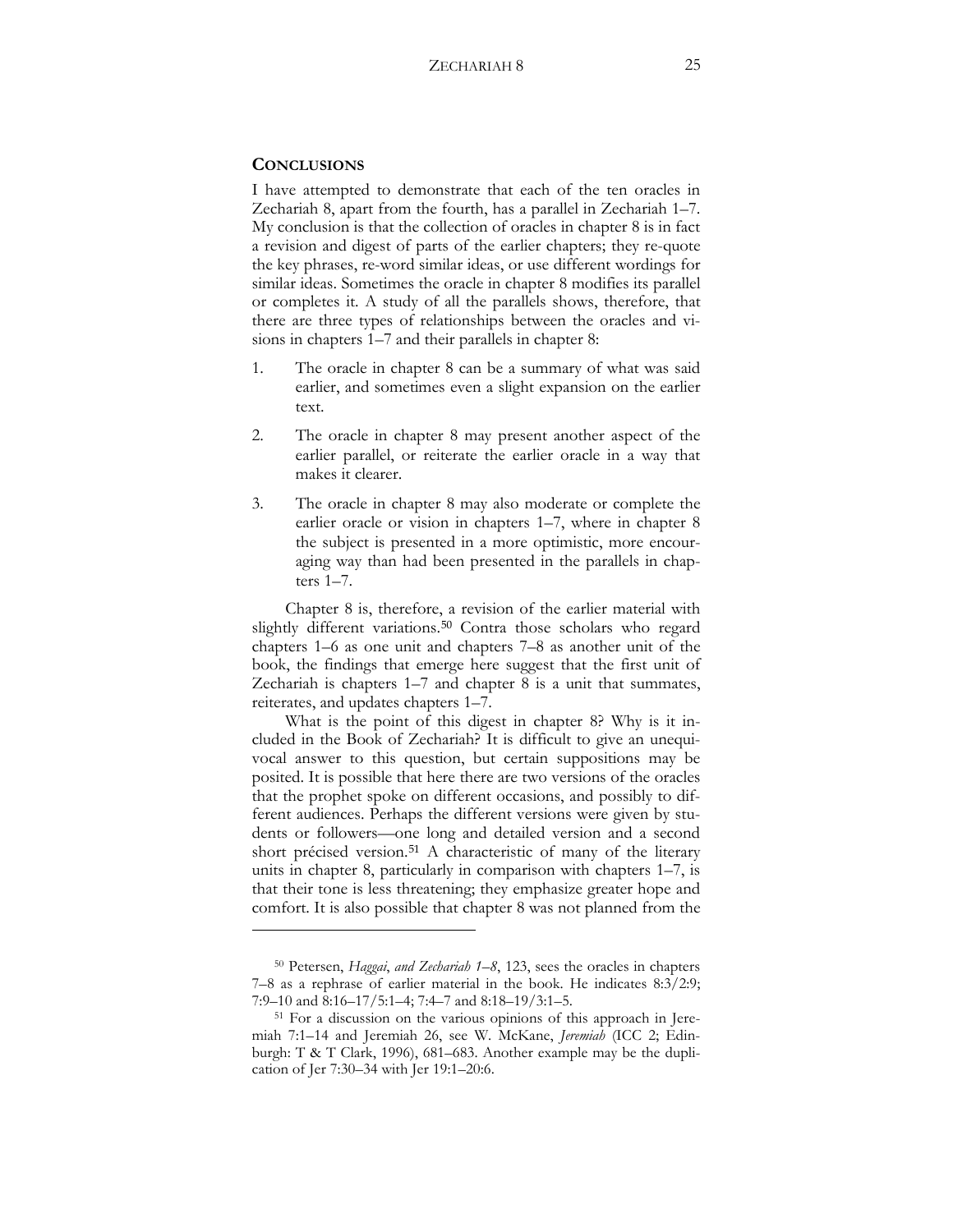## Conclusions

I have attempted to demonstrate that each of the ten oracles in Zechariah 8, apart from the fourth, has a parallel in Zechariah 1–7. My conclusion is that the collection of oracles in chapter 8 is in fact a revision and digest of parts of the earlier chapters; they re-quote the key phrases, re-word similar ideas, or use different wordings for similar ideas. Sometimes the oracle in chapter 8 modifies its parallel or completes it. A study of all the parallels shows, therefore, that there are three types of relationships between the oracles and visions in chapters 1–7 and their parallels in chapter 8:

1. The oracle in chapter 8 can be a summary of what was said earlier, and sometimes even a slight expansion on the earlier text.
2. The oracle in chapter 8 may present another aspect of the earlier parallel, or reiterate the earlier oracle in a way that makes it clearer.
3. The oracle in chapter 8 may also moderate or complete the earlier oracle or vision in chapters 1–7, where in chapter 8 the subject is presented in a more optimistic, more encouraging way than had been presented in the parallels in chapters 1–7.

Chapter 8 is, therefore, a revision of the earlier material with slightly different variations.[50] Contra those scholars who regard chapters 1–6 as one unit and chapters 7–8 as another unit of the book, the findings that emerge here suggest that the first unit of Zechariah is chapters 1–7 and chapter 8 is a unit that summates, reiterates, and updates chapters 1–7.

What is the point of this digest in chapter 8? Why is it included in the Book of Zechariah? It is difficult to give an unequivocal answer to this question, but certain suppositions may be posited. It is possible that here there are two versions of the oracles that the prophet spoke on different occasions, and possibly to different audiences. Perhaps the different versions were given by students or followers—one long and detailed version and a second short précised version.[51] A characteristic of many of the literary units in chapter 8, particularly in comparison with chapters 1–7, is that their tone is less threatening; they emphasize greater hope and comfort. It is also possible that chapter 8 was not planned from the

---

[50] Petersen, *Haggai, and Zechariah 1–8*, 123, sees the oracles in chapters 7–8 as a rephrase of earlier material in the book. He indicates 8:3/2:9; 7:9–10 and 8:16–17/5:1–4; 7:4–7 and 8:18–19/3:1–5.

[51] For a discussion on the various opinions of this approach in Jeremiah 7:1–14 and Jeremiah 26, see W. McKane, *Jeremiah* (ICC 2; Edinburgh: T & T Clark, 1996), 681–683. Another example may be the duplication of Jer 7:30–34 with Jer 19:1–20:6.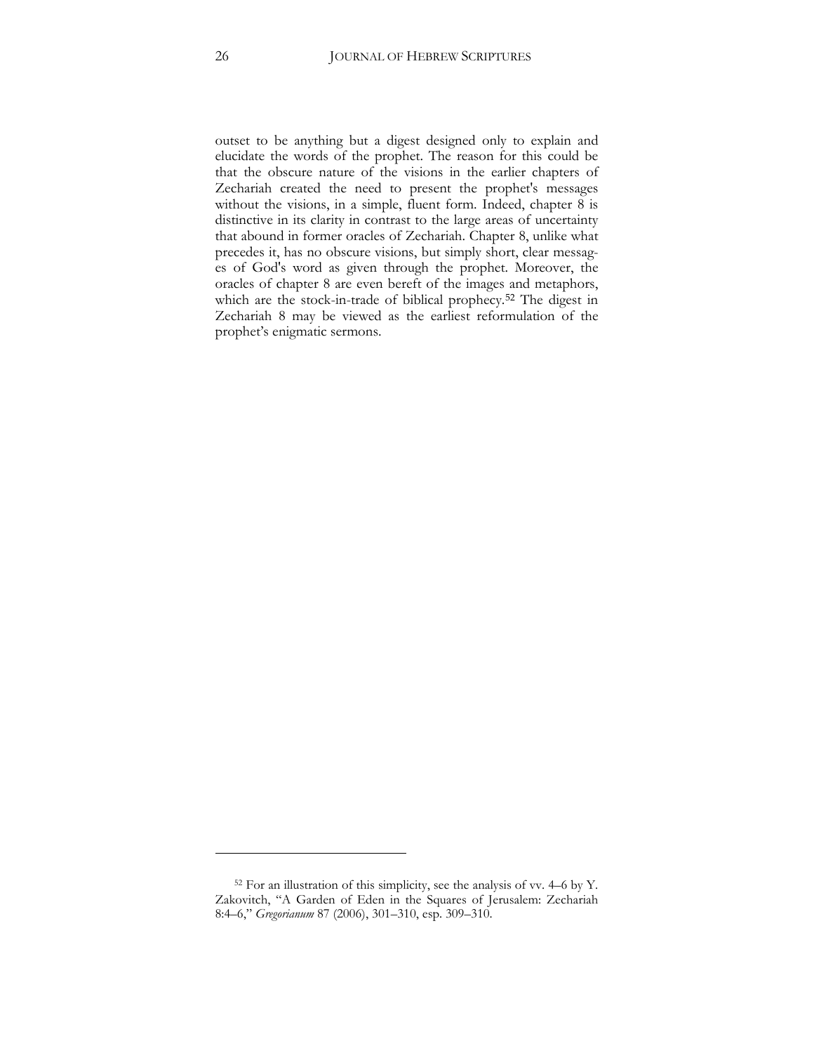outset to be anything but a digest designed only to explain and elucidate the words of the prophet. The reason for this could be that the obscure nature of the visions in the earlier chapters of Zechariah created the need to present the prophet's messages without the visions, in a simple, fluent form. Indeed, chapter 8 is distinctive in its clarity in contrast to the large areas of uncertainty that abound in former oracles of Zechariah. Chapter 8, unlike what precedes it, has no obscure visions, but simply short, clear messages of God's word as given through the prophet. Moreover, the oracles of chapter 8 are even bereft of the images and metaphors, which are the stock-in-trade of biblical prophecy.[52] The digest in Zechariah 8 may be viewed as the earliest reformulation of the prophet's enigmatic sermons.

---

[52] For an illustration of this simplicity, see the analysis of vv. 4–6 by Y. Zakovitch, "A Garden of Eden in the Squares of Jerusalem: Zechariah 8:4–6," *Gregorianum* 87 (2006), 301–310, esp. 309–310.